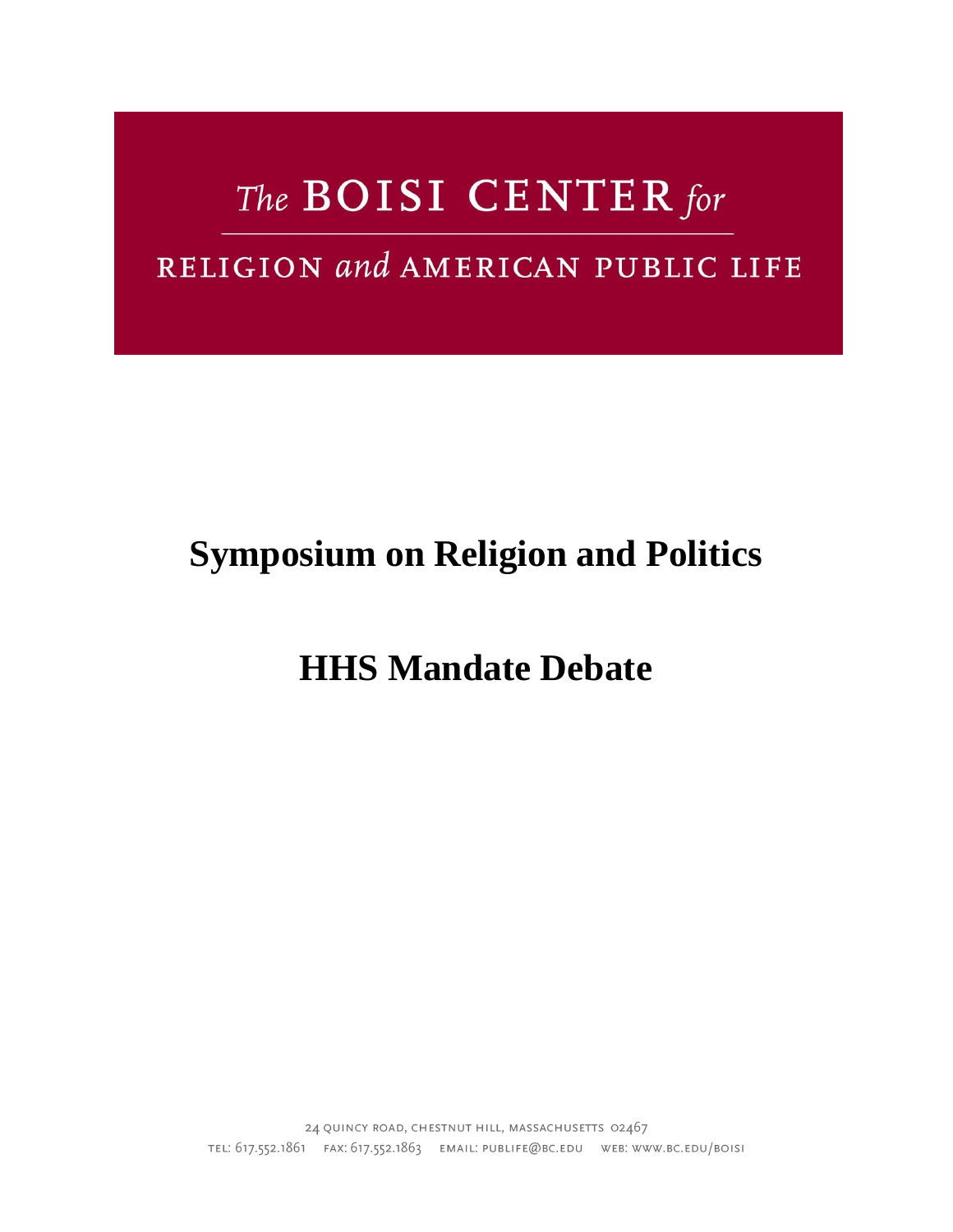# The BOISI CENTER for

## RELIGION and AMERICAN PUBLIC LIFE

# Symposium on Religion and Politics

# HHS Mandate Debate

24 QUINCY ROAD, CHESTNUT HILL, MASSACHUSETTS 02467

TEL: 617.552.1861 FAX: 617.552.1863 EMAIL: PUBLIFE@BC.EDU WEB: WWW.BC.EDU/BOISI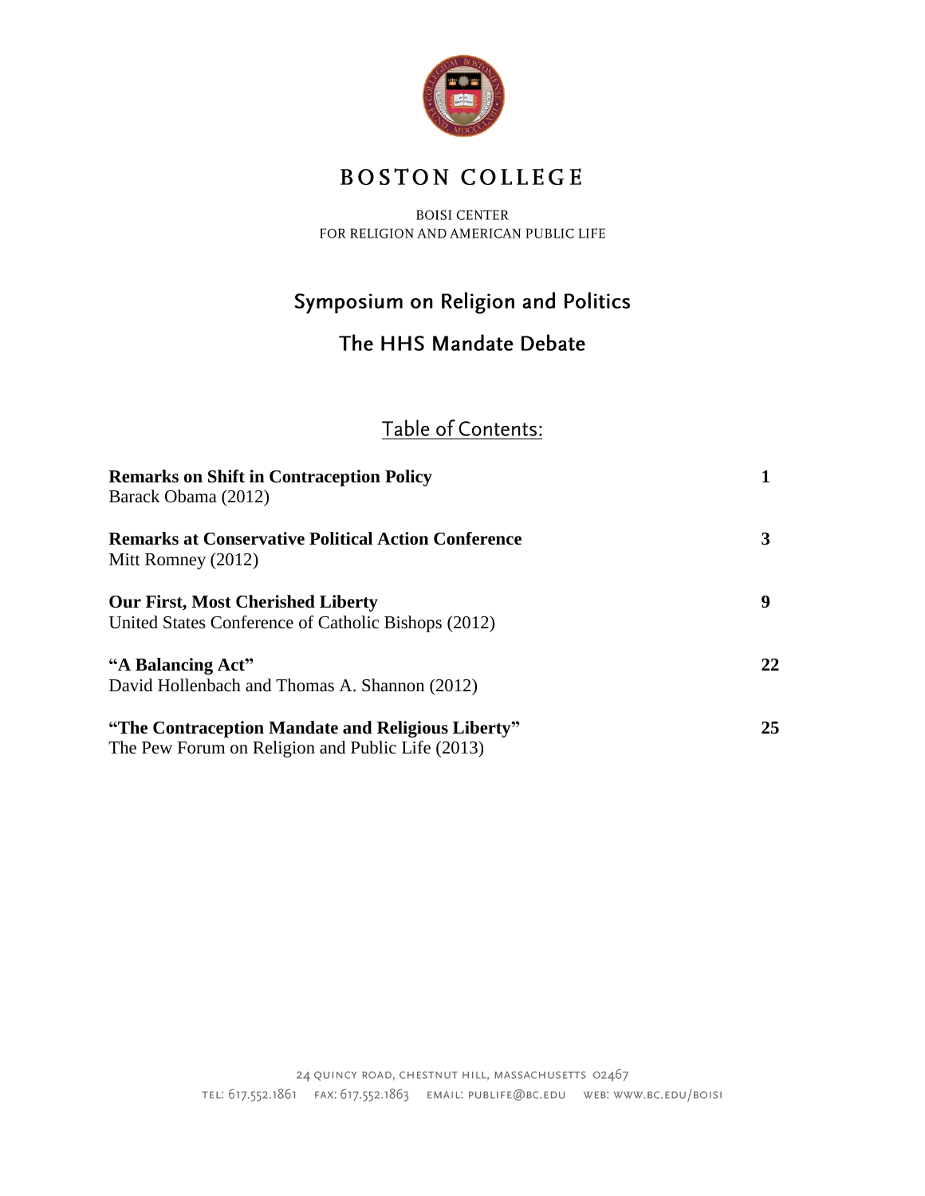# BOSTON COLLEGE

BOISI CENTER
FOR RELIGION AND AMERICAN PUBLIC LIFE

## Symposium on Religion and Politics

## The HHS Mandate Debate

### Table of Contents:

| | |
|---|---|
| **Remarks on Shift in Contraception Policy**<br>Barack Obama (2012) | **1** |
| **Remarks at Conservative Political Action Conference**<br>Mitt Romney (2012) | **3** |
| **Our First, Most Cherished Liberty**<br>United States Conference of Catholic Bishops (2012) | **9** |
| **"A Balancing Act"**<br>David Hollenbach and Thomas A. Shannon (2012) | **22** |
| **"The Contraception Mandate and Religious Liberty"**<br>The Pew Forum on Religion and Public Life (2013) | **25** |

24 QUINCY ROAD, CHESTNUT HILL, MASSACHUSETTS 02467
TEL: 617.552.1861 FAX: 617.552.1863 EMAIL: PUBLIFE@BC.EDU WEB: WWW.BC.EDU/BOISI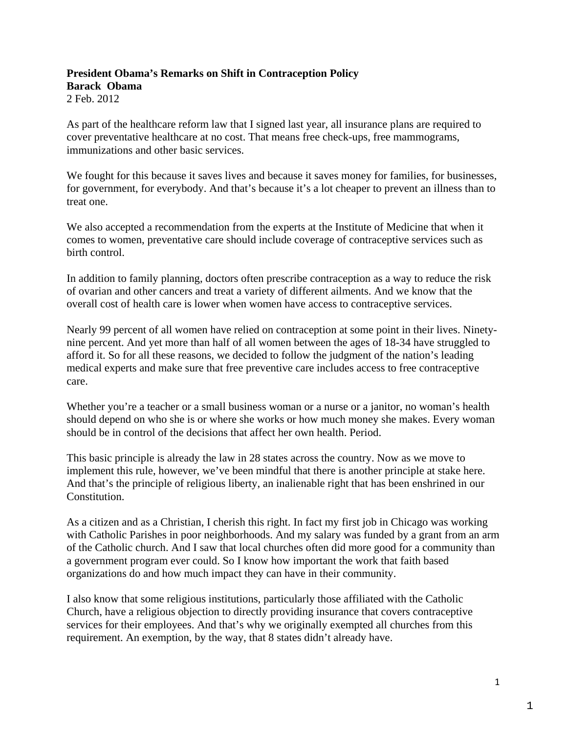**President Obama's Remarks on Shift in Contraception Policy**
**Barack Obama**
2 Feb. 2012

As part of the healthcare reform law that I signed last year, all insurance plans are required to cover preventative healthcare at no cost. That means free check-ups, free mammograms, immunizations and other basic services.

We fought for this because it saves lives and because it saves money for families, for businesses, for government, for everybody. And that's because it's a lot cheaper to prevent an illness than to treat one.

We also accepted a recommendation from the experts at the Institute of Medicine that when it comes to women, preventative care should include coverage of contraceptive services such as birth control.

In addition to family planning, doctors often prescribe contraception as a way to reduce the risk of ovarian and other cancers and treat a variety of different ailments. And we know that the overall cost of health care is lower when women have access to contraceptive services.

Nearly 99 percent of all women have relied on contraception at some point in their lives. Ninety-nine percent. And yet more than half of all women between the ages of 18-34 have struggled to afford it. So for all these reasons, we decided to follow the judgment of the nation's leading medical experts and make sure that free preventive care includes access to free contraceptive care.

Whether you're a teacher or a small business woman or a nurse or a janitor, no woman's health should depend on who she is or where she works or how much money she makes. Every woman should be in control of the decisions that affect her own health. Period.

This basic principle is already the law in 28 states across the country. Now as we move to implement this rule, however, we've been mindful that there is another principle at stake here. And that's the principle of religious liberty, an inalienable right that has been enshrined in our Constitution.

As a citizen and as a Christian, I cherish this right. In fact my first job in Chicago was working with Catholic Parishes in poor neighborhoods. And my salary was funded by a grant from an arm of the Catholic church. And I saw that local churches often did more good for a community than a government program ever could. So I know how important the work that faith based organizations do and how much impact they can have in their community.

I also know that some religious institutions, particularly those affiliated with the Catholic Church, have a religious objection to directly providing insurance that covers contraceptive services for their employees. And that's why we originally exempted all churches from this requirement. An exemption, by the way, that 8 states didn't already have.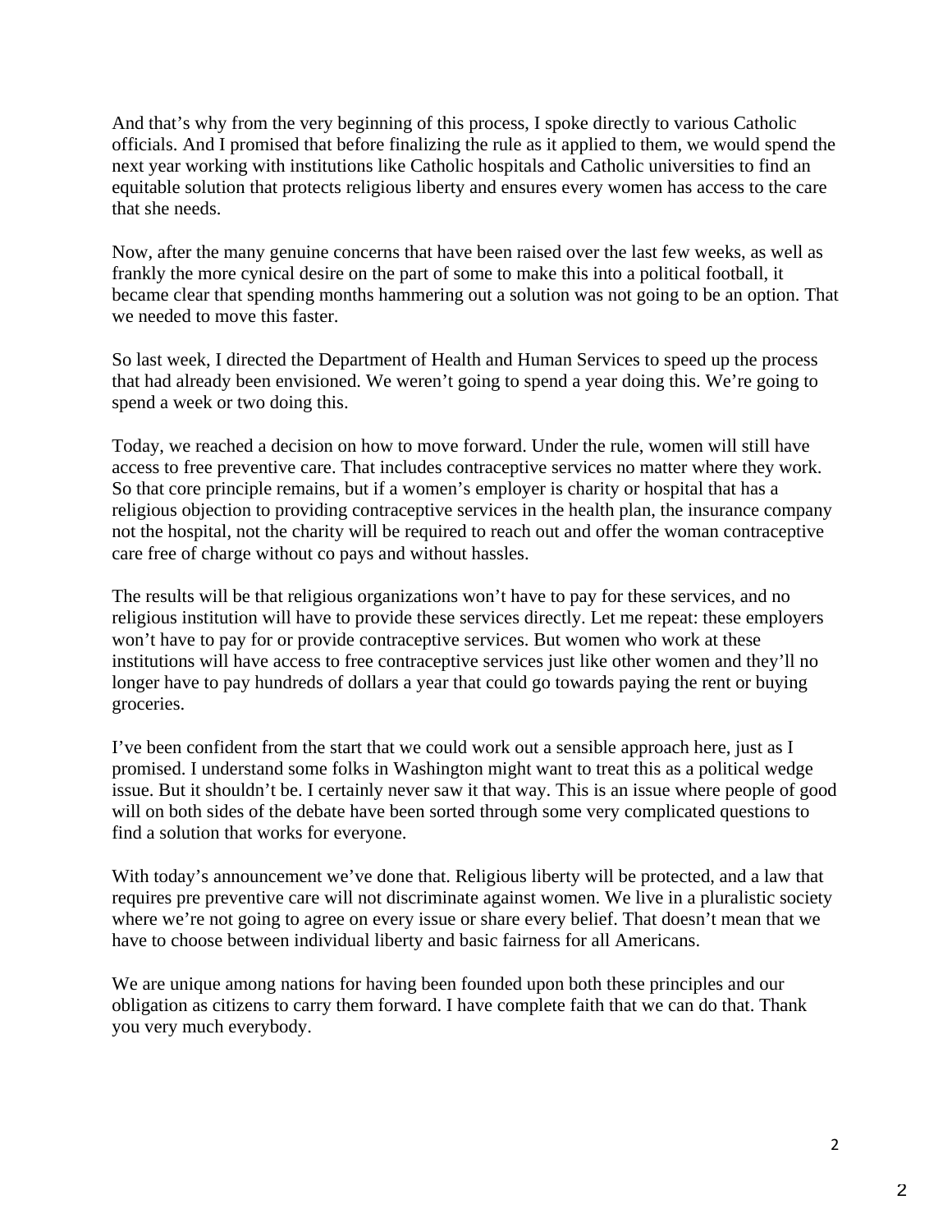And that's why from the very beginning of this process, I spoke directly to various Catholic officials. And I promised that before finalizing the rule as it applied to them, we would spend the next year working with institutions like Catholic hospitals and Catholic universities to find an equitable solution that protects religious liberty and ensures every women has access to the care that she needs.

Now, after the many genuine concerns that have been raised over the last few weeks, as well as frankly the more cynical desire on the part of some to make this into a political football, it became clear that spending months hammering out a solution was not going to be an option. That we needed to move this faster.

So last week, I directed the Department of Health and Human Services to speed up the process that had already been envisioned. We weren't going to spend a year doing this. We're going to spend a week or two doing this.

Today, we reached a decision on how to move forward. Under the rule, women will still have access to free preventive care. That includes contraceptive services no matter where they work. So that core principle remains, but if a women's employer is charity or hospital that has a religious objection to providing contraceptive services in the health plan, the insurance company not the hospital, not the charity will be required to reach out and offer the woman contraceptive care free of charge without co pays and without hassles.

The results will be that religious organizations won't have to pay for these services, and no religious institution will have to provide these services directly. Let me repeat: these employers won't have to pay for or provide contraceptive services. But women who work at these institutions will have access to free contraceptive services just like other women and they'll no longer have to pay hundreds of dollars a year that could go towards paying the rent or buying groceries.

I've been confident from the start that we could work out a sensible approach here, just as I promised. I understand some folks in Washington might want to treat this as a political wedge issue. But it shouldn't be. I certainly never saw it that way. This is an issue where people of good will on both sides of the debate have been sorted through some very complicated questions to find a solution that works for everyone.

With today's announcement we've done that. Religious liberty will be protected, and a law that requires pre preventive care will not discriminate against women. We live in a pluralistic society where we're not going to agree on every issue or share every belief. That doesn't mean that we have to choose between individual liberty and basic fairness for all Americans.

We are unique among nations for having been founded upon both these principles and our obligation as citizens to carry them forward. I have complete faith that we can do that. Thank you very much everybody.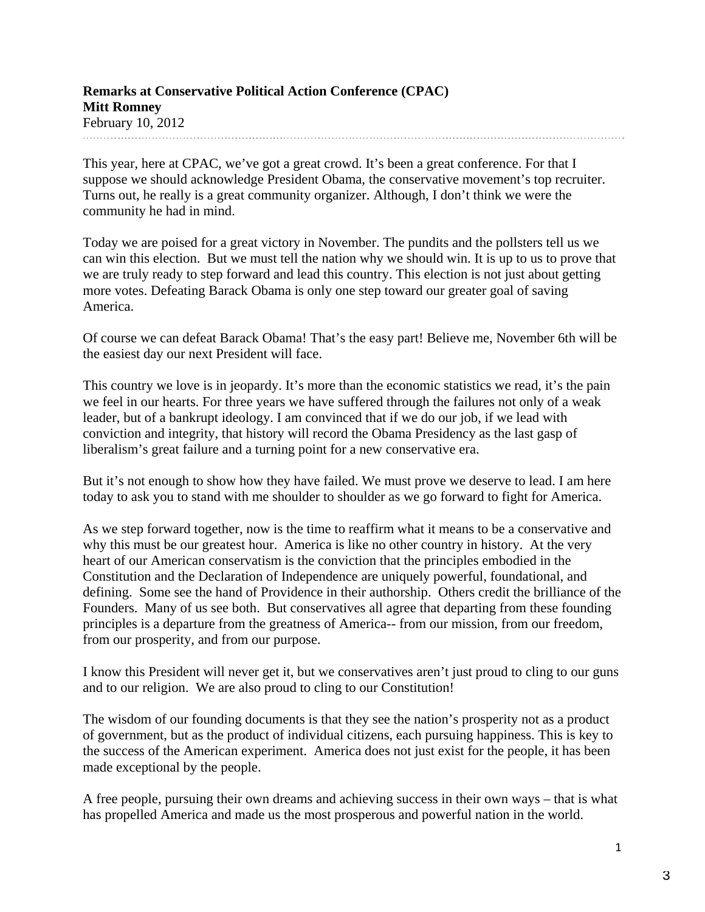**Remarks at Conservative Political Action Conference (CPAC)**
**Mitt Romney**
February 10, 2012

This year, here at CPAC, we've got a great crowd. It's been a great conference. For that I suppose we should acknowledge President Obama, the conservative movement's top recruiter. Turns out, he really is a great community organizer. Although, I don't think we were the community he had in mind.

Today we are poised for a great victory in November. The pundits and the pollsters tell us we can win this election. But we must tell the nation why we should win. It is up to us to prove that we are truly ready to step forward and lead this country. This election is not just about getting more votes. Defeating Barack Obama is only one step toward our greater goal of saving America.

Of course we can defeat Barack Obama! That's the easy part! Believe me, November 6th will be the easiest day our next President will face.

This country we love is in jeopardy. It's more than the economic statistics we read, it's the pain we feel in our hearts. For three years we have suffered through the failures not only of a weak leader, but of a bankrupt ideology. I am convinced that if we do our job, if we lead with conviction and integrity, that history will record the Obama Presidency as the last gasp of liberalism's great failure and a turning point for a new conservative era.

But it's not enough to show how they have failed. We must prove we deserve to lead. I am here today to ask you to stand with me shoulder to shoulder as we go forward to fight for America.

As we step forward together, now is the time to reaffirm what it means to be a conservative and why this must be our greatest hour. America is like no other country in history. At the very heart of our American conservatism is the conviction that the principles embodied in the Constitution and the Declaration of Independence are uniquely powerful, foundational, and defining. Some see the hand of Providence in their authorship. Others credit the brilliance of the Founders. Many of us see both. But conservatives all agree that departing from these founding principles is a departure from the greatness of America-- from our mission, from our freedom, from our prosperity, and from our purpose.

I know this President will never get it, but we conservatives aren't just proud to cling to our guns and to our religion. We are also proud to cling to our Constitution!

The wisdom of our founding documents is that they see the nation's prosperity not as a product of government, but as the product of individual citizens, each pursuing happiness. This is key to the success of the American experiment. America does not just exist for the people, it has been made exceptional by the people.

A free people, pursuing their own dreams and achieving success in their own ways – that is what has propelled America and made us the most prosperous and powerful nation in the world.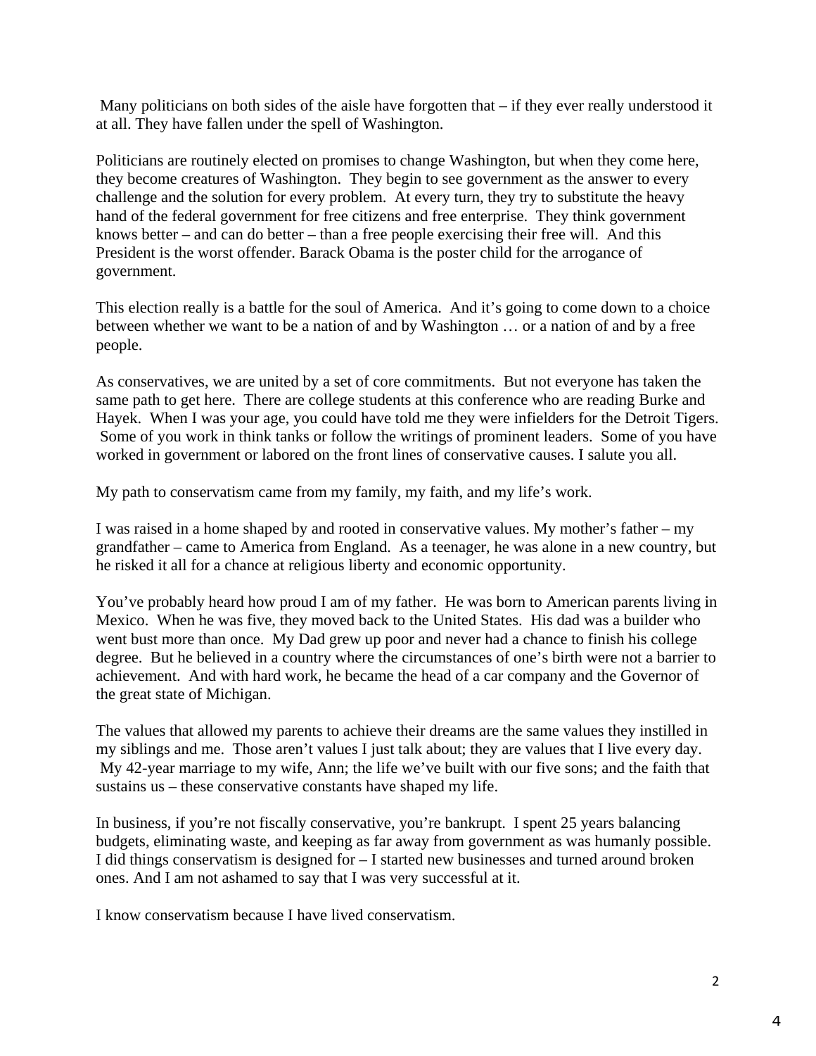Many politicians on both sides of the aisle have forgotten that – if they ever really understood it at all. They have fallen under the spell of Washington.

Politicians are routinely elected on promises to change Washington, but when they come here, they become creatures of Washington. They begin to see government as the answer to every challenge and the solution for every problem. At every turn, they try to substitute the heavy hand of the federal government for free citizens and free enterprise. They think government knows better – and can do better – than a free people exercising their free will. And this President is the worst offender. Barack Obama is the poster child for the arrogance of government.

This election really is a battle for the soul of America. And it's going to come down to a choice between whether we want to be a nation of and by Washington … or a nation of and by a free people.

As conservatives, we are united by a set of core commitments. But not everyone has taken the same path to get here. There are college students at this conference who are reading Burke and Hayek. When I was your age, you could have told me they were infielders for the Detroit Tigers. Some of you work in think tanks or follow the writings of prominent leaders. Some of you have worked in government or labored on the front lines of conservative causes. I salute you all.

My path to conservatism came from my family, my faith, and my life's work.

I was raised in a home shaped by and rooted in conservative values. My mother's father – my grandfather – came to America from England. As a teenager, he was alone in a new country, but he risked it all for a chance at religious liberty and economic opportunity.

You've probably heard how proud I am of my father. He was born to American parents living in Mexico. When he was five, they moved back to the United States. His dad was a builder who went bust more than once. My Dad grew up poor and never had a chance to finish his college degree. But he believed in a country where the circumstances of one's birth were not a barrier to achievement. And with hard work, he became the head of a car company and the Governor of the great state of Michigan.

The values that allowed my parents to achieve their dreams are the same values they instilled in my siblings and me. Those aren't values I just talk about; they are values that I live every day. My 42-year marriage to my wife, Ann; the life we've built with our five sons; and the faith that sustains us – these conservative constants have shaped my life.

In business, if you're not fiscally conservative, you're bankrupt. I spent 25 years balancing budgets, eliminating waste, and keeping as far away from government as was humanly possible. I did things conservatism is designed for – I started new businesses and turned around broken ones. And I am not ashamed to say that I was very successful at it.

I know conservatism because I have lived conservatism.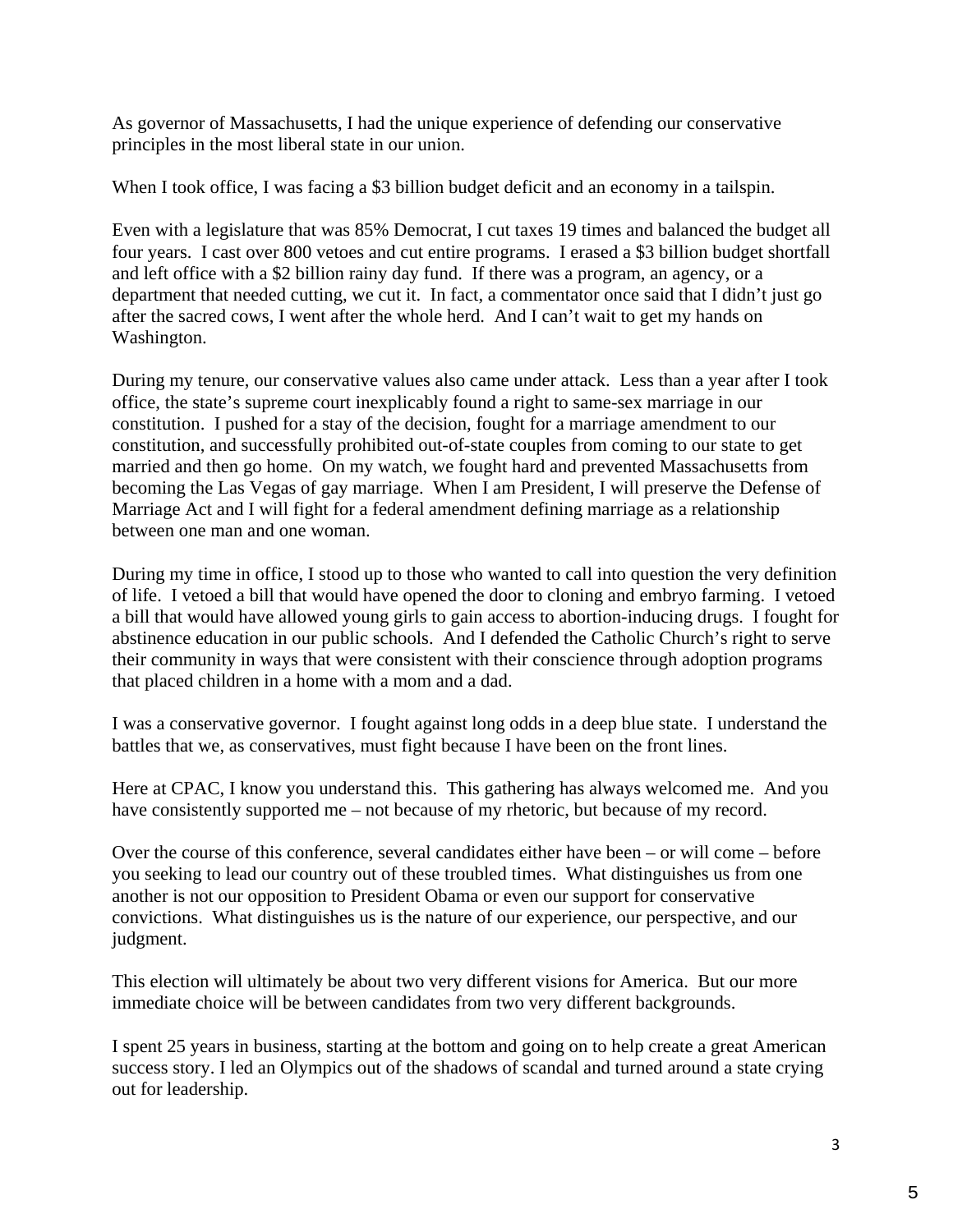As governor of Massachusetts, I had the unique experience of defending our conservative principles in the most liberal state in our union.

When I took office, I was facing a $3 billion budget deficit and an economy in a tailspin.

Even with a legislature that was 85% Democrat, I cut taxes 19 times and balanced the budget all four years. I cast over 800 vetoes and cut entire programs. I erased a $3 billion budget shortfall and left office with a $2 billion rainy day fund. If there was a program, an agency, or a department that needed cutting, we cut it. In fact, a commentator once said that I didn't just go after the sacred cows, I went after the whole herd. And I can't wait to get my hands on Washington.

During my tenure, our conservative values also came under attack. Less than a year after I took office, the state's supreme court inexplicably found a right to same-sex marriage in our constitution. I pushed for a stay of the decision, fought for a marriage amendment to our constitution, and successfully prohibited out-of-state couples from coming to our state to get married and then go home. On my watch, we fought hard and prevented Massachusetts from becoming the Las Vegas of gay marriage. When I am President, I will preserve the Defense of Marriage Act and I will fight for a federal amendment defining marriage as a relationship between one man and one woman.

During my time in office, I stood up to those who wanted to call into question the very definition of life. I vetoed a bill that would have opened the door to cloning and embryo farming. I vetoed a bill that would have allowed young girls to gain access to abortion-inducing drugs. I fought for abstinence education in our public schools. And I defended the Catholic Church's right to serve their community in ways that were consistent with their conscience through adoption programs that placed children in a home with a mom and a dad.

I was a conservative governor. I fought against long odds in a deep blue state. I understand the battles that we, as conservatives, must fight because I have been on the front lines.

Here at CPAC, I know you understand this. This gathering has always welcomed me. And you have consistently supported me – not because of my rhetoric, but because of my record.

Over the course of this conference, several candidates either have been – or will come – before you seeking to lead our country out of these troubled times. What distinguishes us from one another is not our opposition to President Obama or even our support for conservative convictions. What distinguishes us is the nature of our experience, our perspective, and our judgment.

This election will ultimately be about two very different visions for America. But our more immediate choice will be between candidates from two very different backgrounds.

I spent 25 years in business, starting at the bottom and going on to help create a great American success story. I led an Olympics out of the shadows of scandal and turned around a state crying out for leadership.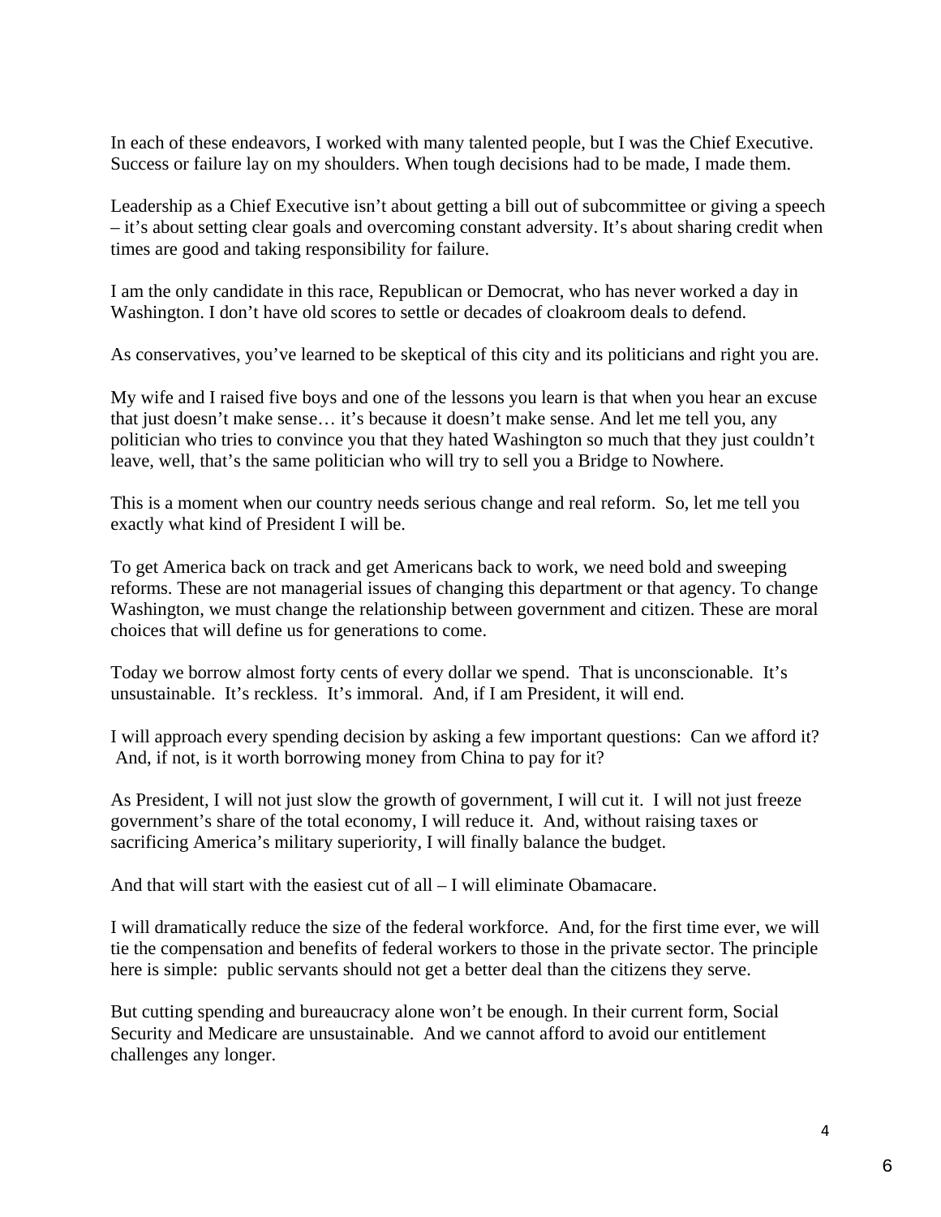In each of these endeavors, I worked with many talented people, but I was the Chief Executive. Success or failure lay on my shoulders. When tough decisions had to be made, I made them.

Leadership as a Chief Executive isn't about getting a bill out of subcommittee or giving a speech – it's about setting clear goals and overcoming constant adversity. It's about sharing credit when times are good and taking responsibility for failure.

I am the only candidate in this race, Republican or Democrat, who has never worked a day in Washington. I don't have old scores to settle or decades of cloakroom deals to defend.

As conservatives, you've learned to be skeptical of this city and its politicians and right you are.

My wife and I raised five boys and one of the lessons you learn is that when you hear an excuse that just doesn't make sense… it's because it doesn't make sense. And let me tell you, any politician who tries to convince you that they hated Washington so much that they just couldn't leave, well, that's the same politician who will try to sell you a Bridge to Nowhere.

This is a moment when our country needs serious change and real reform. So, let me tell you exactly what kind of President I will be.

To get America back on track and get Americans back to work, we need bold and sweeping reforms. These are not managerial issues of changing this department or that agency. To change Washington, we must change the relationship between government and citizen. These are moral choices that will define us for generations to come.

Today we borrow almost forty cents of every dollar we spend. That is unconscionable. It's unsustainable. It's reckless. It's immoral. And, if I am President, it will end.

I will approach every spending decision by asking a few important questions: Can we afford it? And, if not, is it worth borrowing money from China to pay for it?

As President, I will not just slow the growth of government, I will cut it. I will not just freeze government's share of the total economy, I will reduce it. And, without raising taxes or sacrificing America's military superiority, I will finally balance the budget.

And that will start with the easiest cut of all – I will eliminate Obamacare.

I will dramatically reduce the size of the federal workforce. And, for the first time ever, we will tie the compensation and benefits of federal workers to those in the private sector. The principle here is simple: public servants should not get a better deal than the citizens they serve.

But cutting spending and bureaucracy alone won't be enough. In their current form, Social Security and Medicare are unsustainable. And we cannot afford to avoid our entitlement challenges any longer.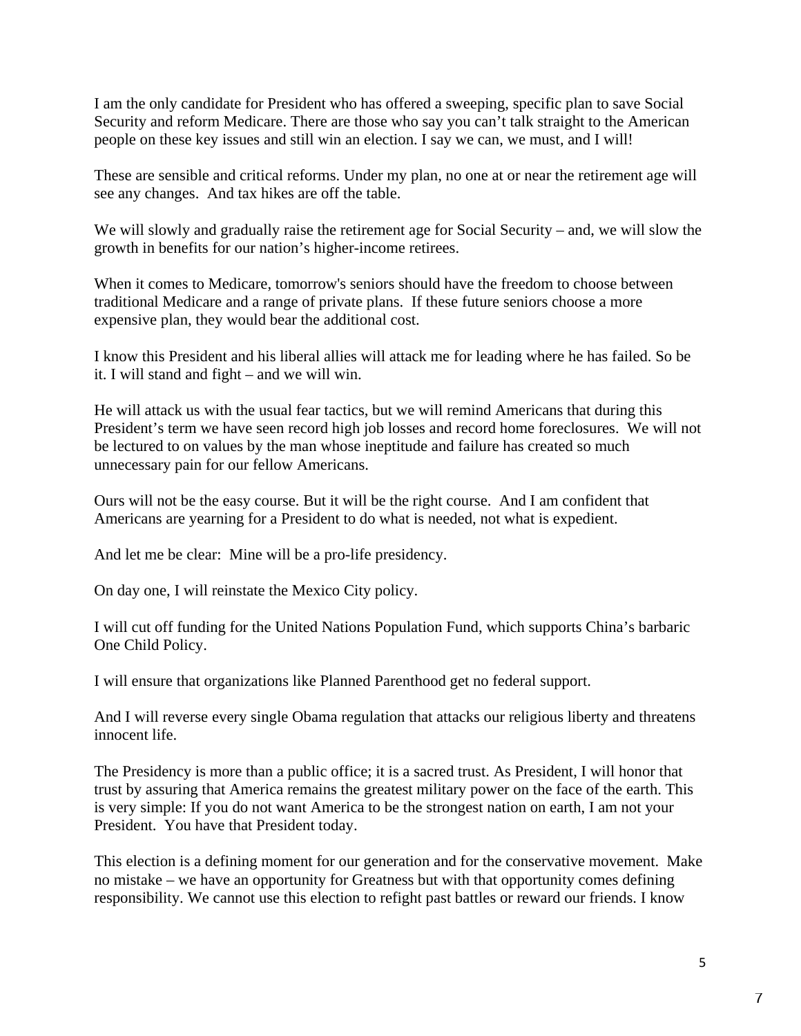I am the only candidate for President who has offered a sweeping, specific plan to save Social Security and reform Medicare. There are those who say you can't talk straight to the American people on these key issues and still win an election. I say we can, we must, and I will!

These are sensible and critical reforms. Under my plan, no one at or near the retirement age will see any changes. And tax hikes are off the table.

We will slowly and gradually raise the retirement age for Social Security – and, we will slow the growth in benefits for our nation's higher-income retirees.

When it comes to Medicare, tomorrow's seniors should have the freedom to choose between traditional Medicare and a range of private plans. If these future seniors choose a more expensive plan, they would bear the additional cost.

I know this President and his liberal allies will attack me for leading where he has failed. So be it. I will stand and fight – and we will win.

He will attack us with the usual fear tactics, but we will remind Americans that during this President's term we have seen record high job losses and record home foreclosures. We will not be lectured to on values by the man whose ineptitude and failure has created so much unnecessary pain for our fellow Americans.

Ours will not be the easy course. But it will be the right course. And I am confident that Americans are yearning for a President to do what is needed, not what is expedient.

And let me be clear: Mine will be a pro-life presidency.

On day one, I will reinstate the Mexico City policy.

I will cut off funding for the United Nations Population Fund, which supports China's barbaric One Child Policy.

I will ensure that organizations like Planned Parenthood get no federal support.

And I will reverse every single Obama regulation that attacks our religious liberty and threatens innocent life.

The Presidency is more than a public office; it is a sacred trust. As President, I will honor that trust by assuring that America remains the greatest military power on the face of the earth. This is very simple: If you do not want America to be the strongest nation on earth, I am not your President. You have that President today.

This election is a defining moment for our generation and for the conservative movement. Make no mistake – we have an opportunity for Greatness but with that opportunity comes defining responsibility. We cannot use this election to refight past battles or reward our friends. I know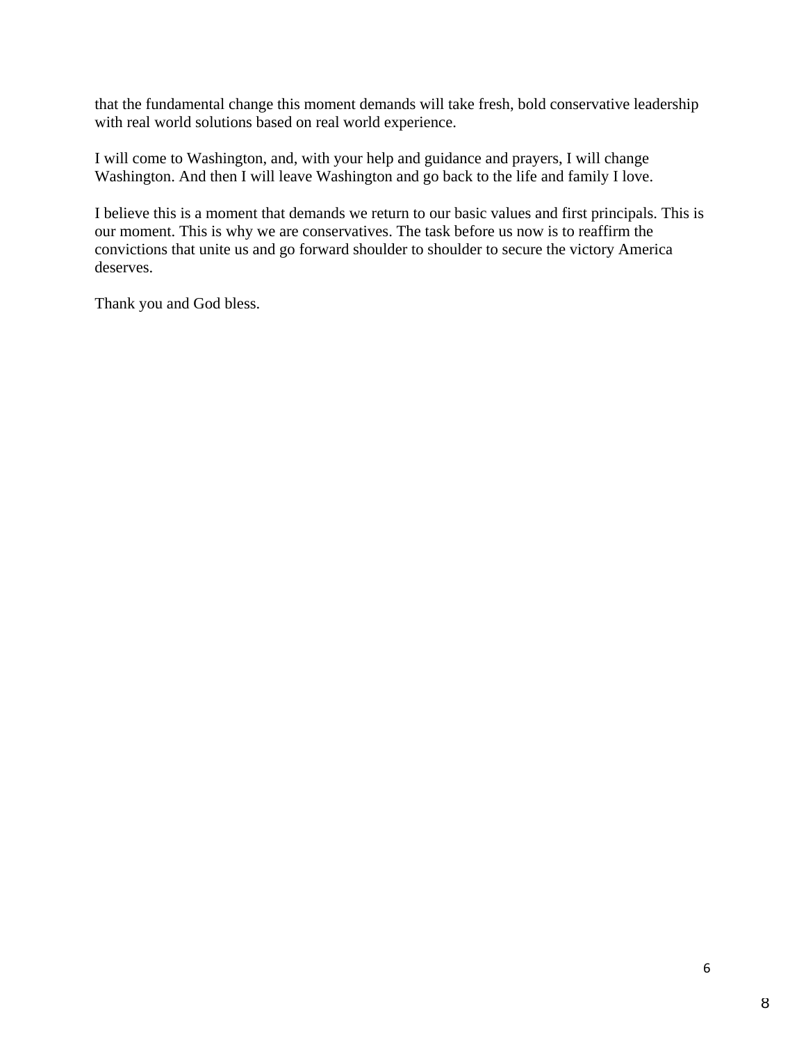that the fundamental change this moment demands will take fresh, bold conservative leadership with real world solutions based on real world experience.

I will come to Washington, and, with your help and guidance and prayers, I will change Washington. And then I will leave Washington and go back to the life and family I love.

I believe this is a moment that demands we return to our basic values and first principals. This is our moment. This is why we are conservatives. The task before us now is to reaffirm the convictions that unite us and go forward shoulder to shoulder to secure the victory America deserves.

Thank you and God bless.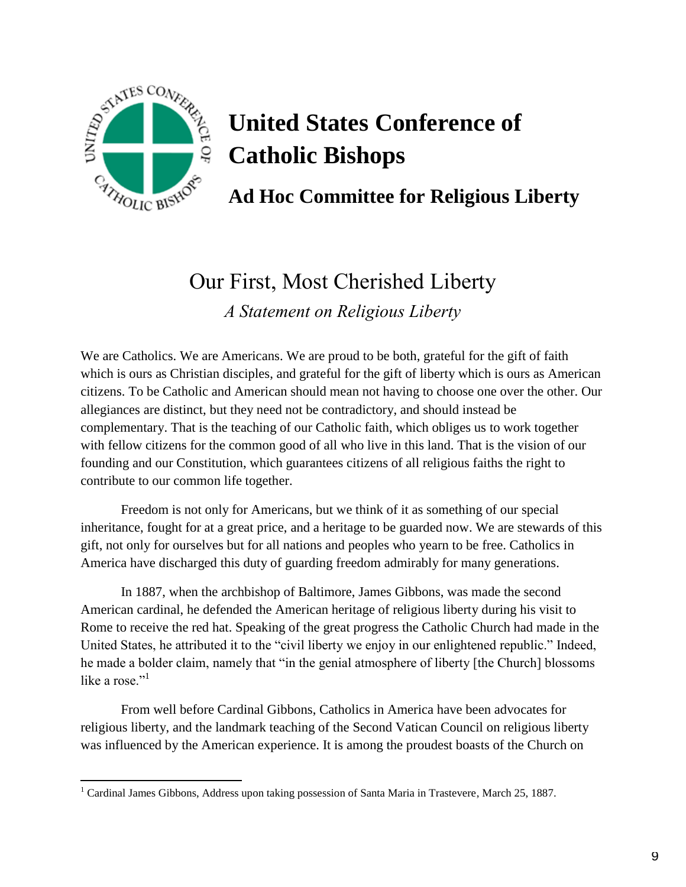# United States Conference of Catholic Bishops

## Ad Hoc Committee for Religious Liberty

# Our First, Most Cherished Liberty

*A Statement on Religious Liberty*

We are Catholics. We are Americans. We are proud to be both, grateful for the gift of faith which is ours as Christian disciples, and grateful for the gift of liberty which is ours as American citizens. To be Catholic and American should mean not having to choose one over the other. Our allegiances are distinct, but they need not be contradictory, and should instead be complementary. That is the teaching of our Catholic faith, which obliges us to work together with fellow citizens for the common good of all who live in this land. That is the vision of our founding and our Constitution, which guarantees citizens of all religious faiths the right to contribute to our common life together.

Freedom is not only for Americans, but we think of it as something of our special inheritance, fought for at a great price, and a heritage to be guarded now. We are stewards of this gift, not only for ourselves but for all nations and peoples who yearn to be free. Catholics in America have discharged this duty of guarding freedom admirably for many generations.

In 1887, when the archbishop of Baltimore, James Gibbons, was made the second American cardinal, he defended the American heritage of religious liberty during his visit to Rome to receive the red hat. Speaking of the great progress the Catholic Church had made in the United States, he attributed it to the "civil liberty we enjoy in our enlightened republic." Indeed, he made a bolder claim, namely that "in the genial atmosphere of liberty [the Church] blossoms like a rose."[1]

From well before Cardinal Gibbons, Catholics in America have been advocates for religious liberty, and the landmark teaching of the Second Vatican Council on religious liberty was influenced by the American experience. It is among the proudest boasts of the Church on

[1] Cardinal James Gibbons, Address upon taking possession of Santa Maria in Trastevere, March 25, 1887.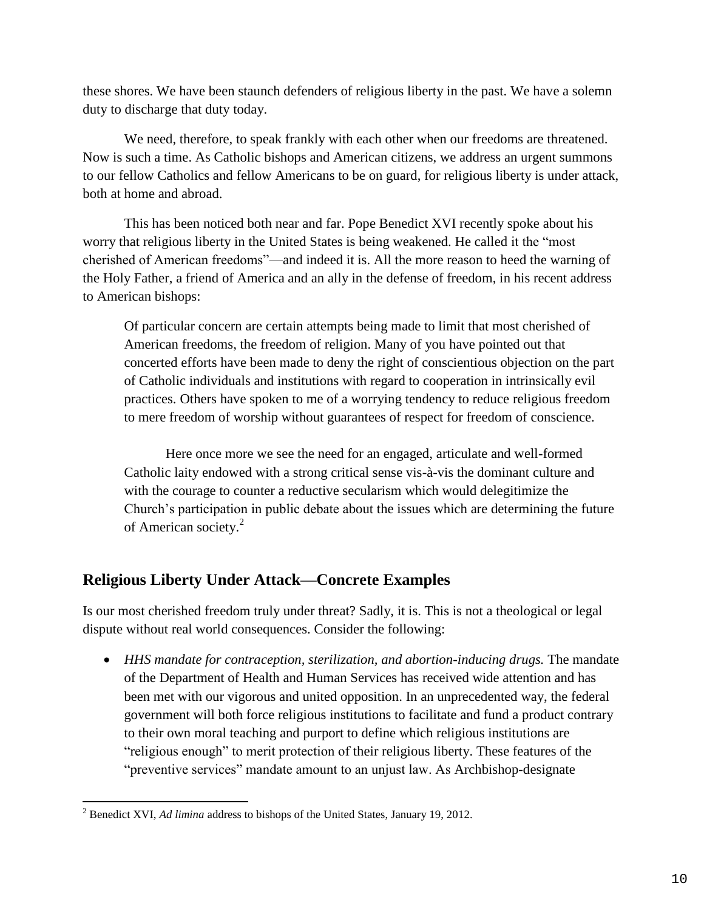these shores. We have been staunch defenders of religious liberty in the past. We have a solemn duty to discharge that duty today.

We need, therefore, to speak frankly with each other when our freedoms are threatened. Now is such a time. As Catholic bishops and American citizens, we address an urgent summons to our fellow Catholics and fellow Americans to be on guard, for religious liberty is under attack, both at home and abroad.

This has been noticed both near and far. Pope Benedict XVI recently spoke about his worry that religious liberty in the United States is being weakened. He called it the "most cherished of American freedoms"—and indeed it is. All the more reason to heed the warning of the Holy Father, a friend of America and an ally in the defense of freedom, in his recent address to American bishops:

> Of particular concern are certain attempts being made to limit that most cherished of American freedoms, the freedom of religion. Many of you have pointed out that concerted efforts have been made to deny the right of conscientious objection on the part of Catholic individuals and institutions with regard to cooperation in intrinsically evil practices. Others have spoken to me of a worrying tendency to reduce religious freedom to mere freedom of worship without guarantees of respect for freedom of conscience.
>
> Here once more we see the need for an engaged, articulate and well-formed Catholic laity endowed with a strong critical sense vis-à-vis the dominant culture and with the courage to counter a reductive secularism which would delegitimize the Church's participation in public debate about the issues which are determining the future of American society.[2]

## Religious Liberty Under Attack—Concrete Examples

Is our most cherished freedom truly under threat? Sadly, it is. This is not a theological or legal dispute without real world consequences. Consider the following:

- *HHS mandate for contraception, sterilization, and abortion-inducing drugs.* The mandate of the Department of Health and Human Services has received wide attention and has been met with our vigorous and united opposition. In an unprecedented way, the federal government will both force religious institutions to facilitate and fund a product contrary to their own moral teaching and purport to define which religious institutions are "religious enough" to merit protection of their religious liberty. These features of the "preventive services" mandate amount to an unjust law. As Archbishop-designate

[2] Benedict XVI, *Ad limina* address to bishops of the United States, January 19, 2012.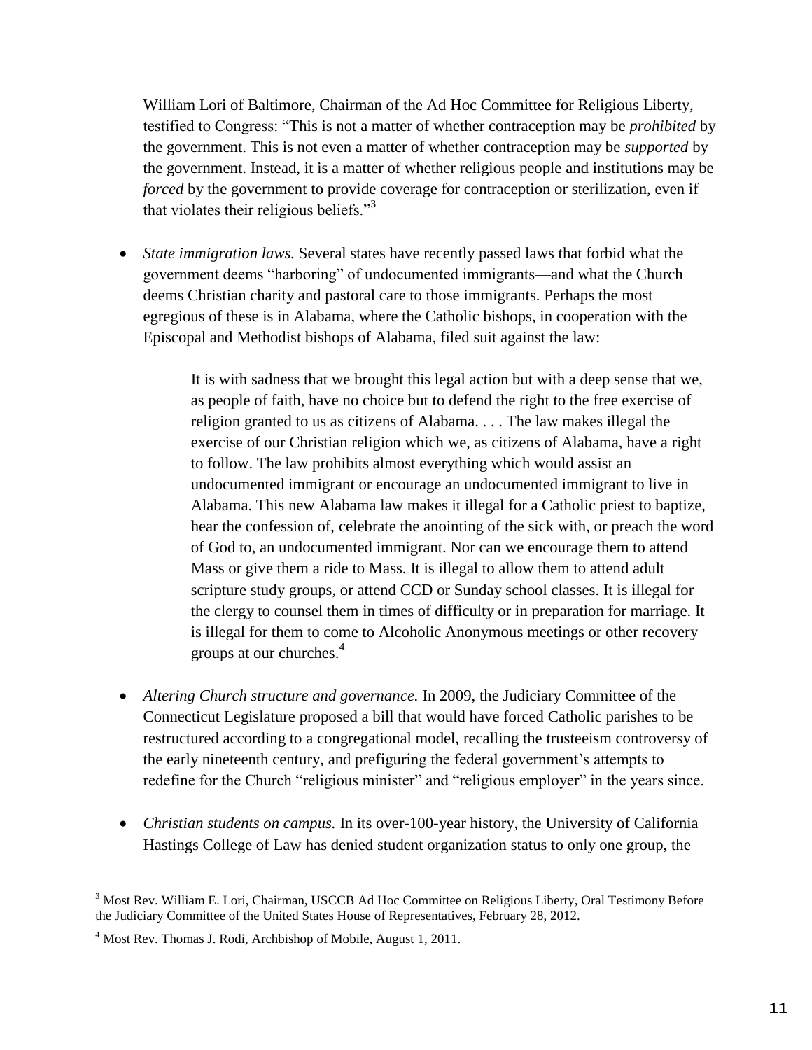William Lori of Baltimore, Chairman of the Ad Hoc Committee for Religious Liberty, testified to Congress: "This is not a matter of whether contraception may be *prohibited* by the government. This is not even a matter of whether contraception may be *supported* by the government. Instead, it is a matter of whether religious people and institutions may be *forced* by the government to provide coverage for contraception or sterilization, even if that violates their religious beliefs."[3]

- *State immigration laws.* Several states have recently passed laws that forbid what the government deems "harboring" of undocumented immigrants—and what the Church deems Christian charity and pastoral care to those immigrants. Perhaps the most egregious of these is in Alabama, where the Catholic bishops, in cooperation with the Episcopal and Methodist bishops of Alabama, filed suit against the law:

> It is with sadness that we brought this legal action but with a deep sense that we, as people of faith, have no choice but to defend the right to the free exercise of religion granted to us as citizens of Alabama. . . . The law makes illegal the exercise of our Christian religion which we, as citizens of Alabama, have a right to follow. The law prohibits almost everything which would assist an undocumented immigrant or encourage an undocumented immigrant to live in Alabama. This new Alabama law makes it illegal for a Catholic priest to baptize, hear the confession of, celebrate the anointing of the sick with, or preach the word of God to, an undocumented immigrant. Nor can we encourage them to attend Mass or give them a ride to Mass. It is illegal to allow them to attend adult scripture study groups, or attend CCD or Sunday school classes. It is illegal for the clergy to counsel them in times of difficulty or in preparation for marriage. It is illegal for them to come to Alcoholic Anonymous meetings or other recovery groups at our churches.[4]

- *Altering Church structure and governance.* In 2009, the Judiciary Committee of the Connecticut Legislature proposed a bill that would have forced Catholic parishes to be restructured according to a congregational model, recalling the trusteeism controversy of the early nineteenth century, and prefiguring the federal government's attempts to redefine for the Church "religious minister" and "religious employer" in the years since.

- *Christian students on campus.* In its over-100-year history, the University of California Hastings College of Law has denied student organization status to only one group, the

---

[3] Most Rev. William E. Lori, Chairman, USCCB Ad Hoc Committee on Religious Liberty, Oral Testimony Before the Judiciary Committee of the United States House of Representatives, February 28, 2012.

[4] Most Rev. Thomas J. Rodi, Archbishop of Mobile, August 1, 2011.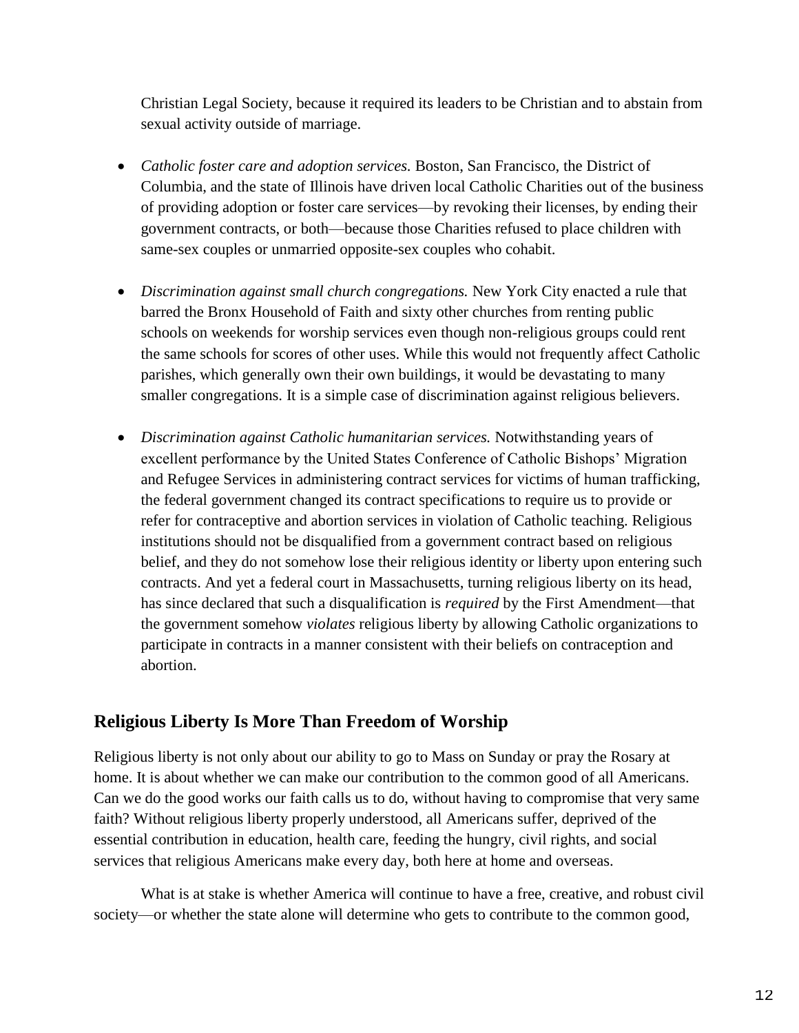Christian Legal Society, because it required its leaders to be Christian and to abstain from sexual activity outside of marriage.

- *Catholic foster care and adoption services.* Boston, San Francisco, the District of Columbia, and the state of Illinois have driven local Catholic Charities out of the business of providing adoption or foster care services—by revoking their licenses, by ending their government contracts, or both—because those Charities refused to place children with same-sex couples or unmarried opposite-sex couples who cohabit.

- *Discrimination against small church congregations.* New York City enacted a rule that barred the Bronx Household of Faith and sixty other churches from renting public schools on weekends for worship services even though non-religious groups could rent the same schools for scores of other uses. While this would not frequently affect Catholic parishes, which generally own their own buildings, it would be devastating to many smaller congregations. It is a simple case of discrimination against religious believers.

- *Discrimination against Catholic humanitarian services.* Notwithstanding years of excellent performance by the United States Conference of Catholic Bishops' Migration and Refugee Services in administering contract services for victims of human trafficking, the federal government changed its contract specifications to require us to provide or refer for contraceptive and abortion services in violation of Catholic teaching. Religious institutions should not be disqualified from a government contract based on religious belief, and they do not somehow lose their religious identity or liberty upon entering such contracts. And yet a federal court in Massachusetts, turning religious liberty on its head, has since declared that such a disqualification is *required* by the First Amendment—that the government somehow *violates* religious liberty by allowing Catholic organizations to participate in contracts in a manner consistent with their beliefs on contraception and abortion.

## Religious Liberty Is More Than Freedom of Worship

Religious liberty is not only about our ability to go to Mass on Sunday or pray the Rosary at home. It is about whether we can make our contribution to the common good of all Americans. Can we do the good works our faith calls us to do, without having to compromise that very same faith? Without religious liberty properly understood, all Americans suffer, deprived of the essential contribution in education, health care, feeding the hungry, civil rights, and social services that religious Americans make every day, both here at home and overseas.

What is at stake is whether America will continue to have a free, creative, and robust civil society—or whether the state alone will determine who gets to contribute to the common good,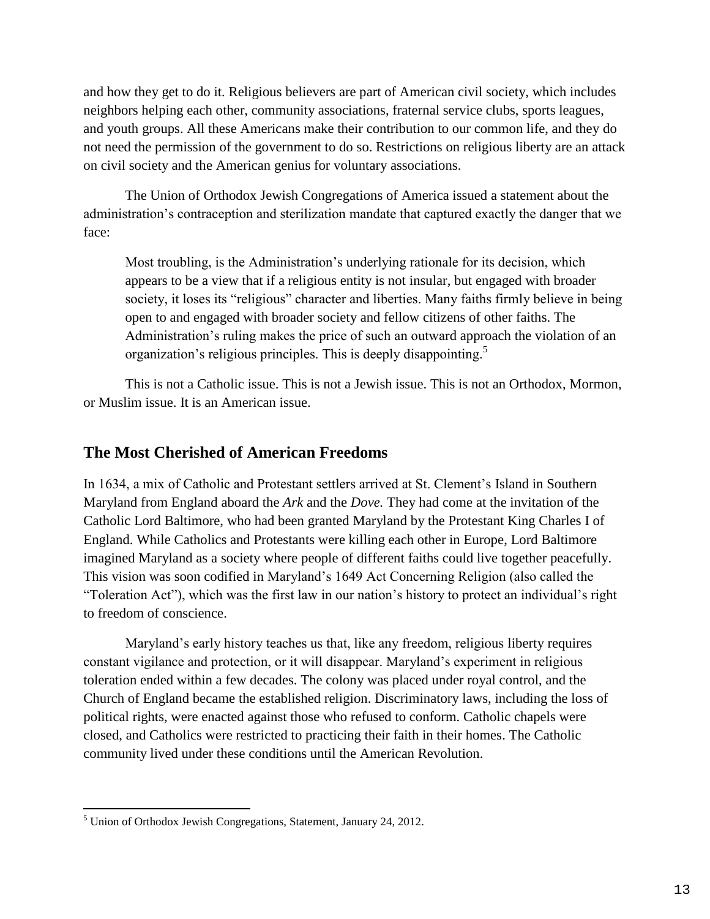and how they get to do it. Religious believers are part of American civil society, which includes neighbors helping each other, community associations, fraternal service clubs, sports leagues, and youth groups. All these Americans make their contribution to our common life, and they do not need the permission of the government to do so. Restrictions on religious liberty are an attack on civil society and the American genius for voluntary associations.

The Union of Orthodox Jewish Congregations of America issued a statement about the administration's contraception and sterilization mandate that captured exactly the danger that we face:

> Most troubling, is the Administration's underlying rationale for its decision, which appears to be a view that if a religious entity is not insular, but engaged with broader society, it loses its "religious" character and liberties. Many faiths firmly believe in being open to and engaged with broader society and fellow citizens of other faiths. The Administration's ruling makes the price of such an outward approach the violation of an organization's religious principles. This is deeply disappointing.[5]

This is not a Catholic issue. This is not a Jewish issue. This is not an Orthodox, Mormon, or Muslim issue. It is an American issue.

## The Most Cherished of American Freedoms

In 1634, a mix of Catholic and Protestant settlers arrived at St. Clement's Island in Southern Maryland from England aboard the *Ark* and the *Dove.* They had come at the invitation of the Catholic Lord Baltimore, who had been granted Maryland by the Protestant King Charles I of England. While Catholics and Protestants were killing each other in Europe, Lord Baltimore imagined Maryland as a society where people of different faiths could live together peacefully. This vision was soon codified in Maryland's 1649 Act Concerning Religion (also called the "Toleration Act"), which was the first law in our nation's history to protect an individual's right to freedom of conscience.

Maryland's early history teaches us that, like any freedom, religious liberty requires constant vigilance and protection, or it will disappear. Maryland's experiment in religious toleration ended within a few decades. The colony was placed under royal control, and the Church of England became the established religion. Discriminatory laws, including the loss of political rights, were enacted against those who refused to conform. Catholic chapels were closed, and Catholics were restricted to practicing their faith in their homes. The Catholic community lived under these conditions until the American Revolution.

---

[5] Union of Orthodox Jewish Congregations, Statement, January 24, 2012.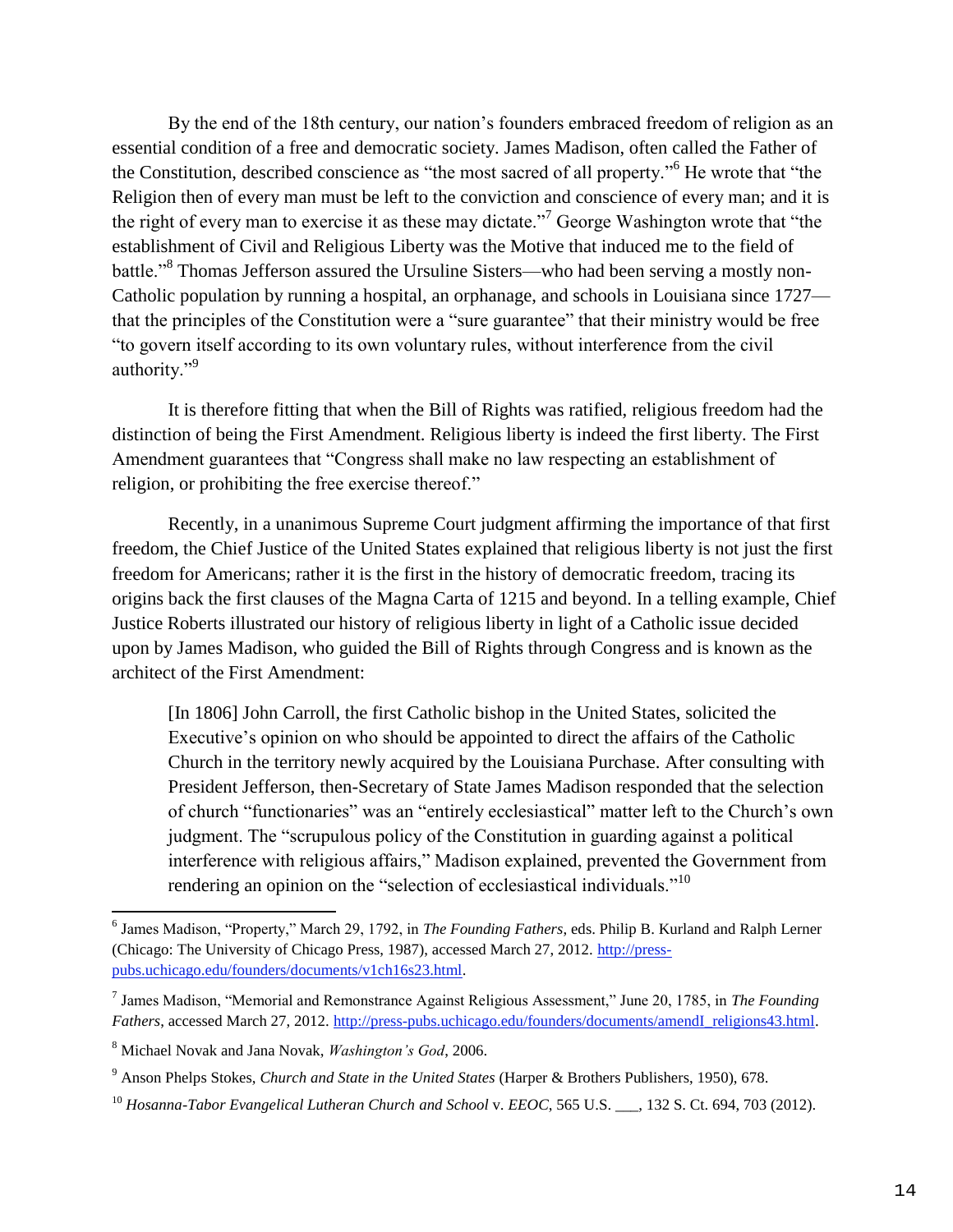By the end of the 18th century, our nation's founders embraced freedom of religion as an essential condition of a free and democratic society. James Madison, often called the Father of the Constitution, described conscience as "the most sacred of all property."[6] He wrote that "the Religion then of every man must be left to the conviction and conscience of every man; and it is the right of every man to exercise it as these may dictate."[7] George Washington wrote that "the establishment of Civil and Religious Liberty was the Motive that induced me to the field of battle."[8] Thomas Jefferson assured the Ursuline Sisters—who had been serving a mostly non-Catholic population by running a hospital, an orphanage, and schools in Louisiana since 1727—that the principles of the Constitution were a "sure guarantee" that their ministry would be free "to govern itself according to its own voluntary rules, without interference from the civil authority."[9]

It is therefore fitting that when the Bill of Rights was ratified, religious freedom had the distinction of being the First Amendment. Religious liberty is indeed the first liberty. The First Amendment guarantees that "Congress shall make no law respecting an establishment of religion, or prohibiting the free exercise thereof."

Recently, in a unanimous Supreme Court judgment affirming the importance of that first freedom, the Chief Justice of the United States explained that religious liberty is not just the first freedom for Americans; rather it is the first in the history of democratic freedom, tracing its origins back the first clauses of the Magna Carta of 1215 and beyond. In a telling example, Chief Justice Roberts illustrated our history of religious liberty in light of a Catholic issue decided upon by James Madison, who guided the Bill of Rights through Congress and is known as the architect of the First Amendment:

> [In 1806] John Carroll, the first Catholic bishop in the United States, solicited the Executive's opinion on who should be appointed to direct the affairs of the Catholic Church in the territory newly acquired by the Louisiana Purchase. After consulting with President Jefferson, then-Secretary of State James Madison responded that the selection of church "functionaries" was an "entirely ecclesiastical" matter left to the Church's own judgment. The "scrupulous policy of the Constitution in guarding against a political interference with religious affairs," Madison explained, prevented the Government from rendering an opinion on the "selection of ecclesiastical individuals."[10]

---

[6] James Madison, "Property," March 29, 1792, in *The Founding Fathers*, eds. Philip B. Kurland and Ralph Lerner (Chicago: The University of Chicago Press, 1987), accessed March 27, 2012. http://press-pubs.uchicago.edu/founders/documents/v1ch16s23.html.

[7] James Madison, "Memorial and Remonstrance Against Religious Assessment," June 20, 1785, in *The Founding Fathers*, accessed March 27, 2012. http://press-pubs.uchicago.edu/founders/documents/amendI_religions43.html.

[8] Michael Novak and Jana Novak, *Washington's God*, 2006.

[9] Anson Phelps Stokes, *Church and State in the United States* (Harper & Brothers Publishers, 1950), 678.

[10] *Hosanna-Tabor Evangelical Lutheran Church and School* v. *EEOC*, 565 U.S. ___, 132 S. Ct. 694, 703 (2012).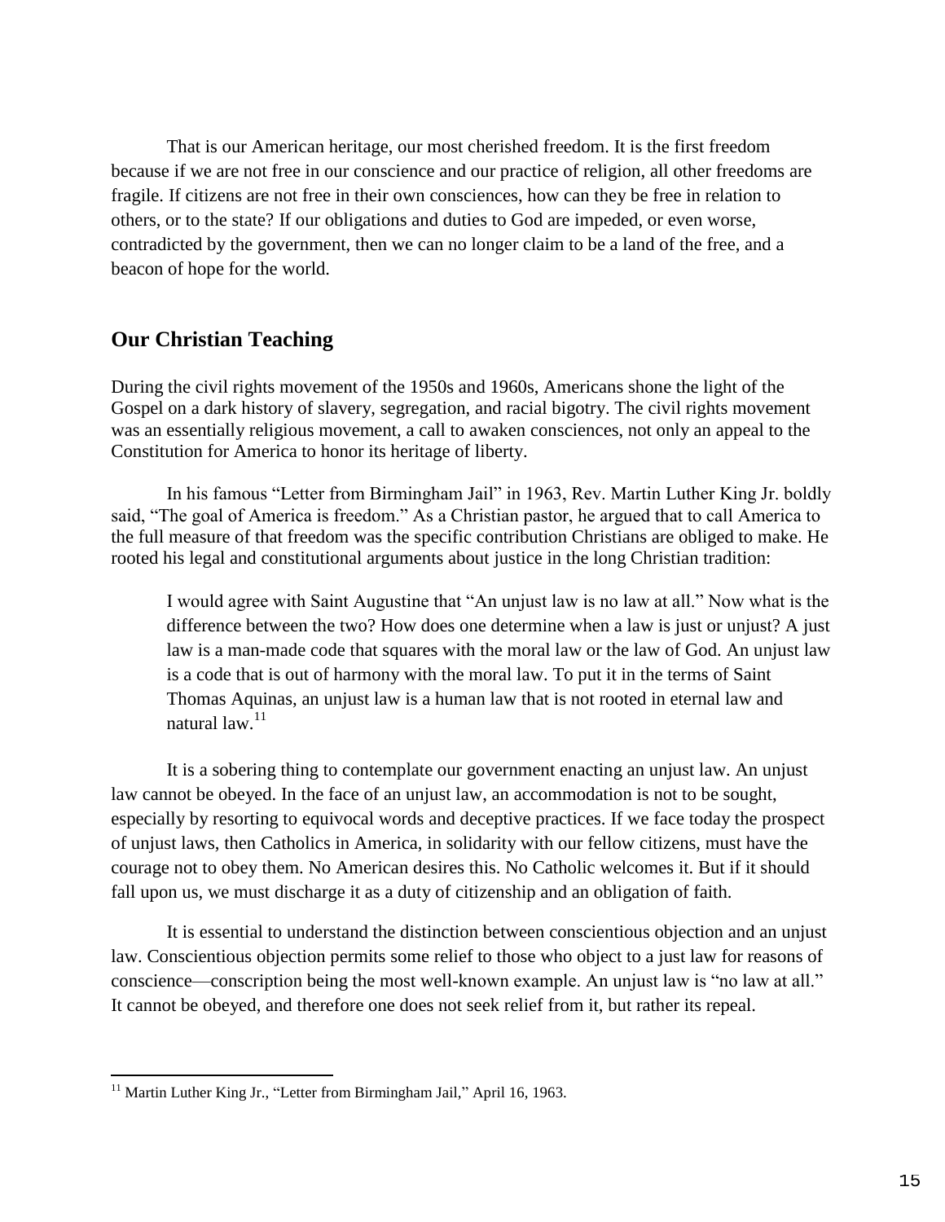That is our American heritage, our most cherished freedom. It is the first freedom because if we are not free in our conscience and our practice of religion, all other freedoms are fragile. If citizens are not free in their own consciences, how can they be free in relation to others, or to the state? If our obligations and duties to God are impeded, or even worse, contradicted by the government, then we can no longer claim to be a land of the free, and a beacon of hope for the world.

## Our Christian Teaching

During the civil rights movement of the 1950s and 1960s, Americans shone the light of the Gospel on a dark history of slavery, segregation, and racial bigotry. The civil rights movement was an essentially religious movement, a call to awaken consciences, not only an appeal to the Constitution for America to honor its heritage of liberty.

In his famous "Letter from Birmingham Jail" in 1963, Rev. Martin Luther King Jr. boldly said, "The goal of America is freedom." As a Christian pastor, he argued that to call America to the full measure of that freedom was the specific contribution Christians are obliged to make. He rooted his legal and constitutional arguments about justice in the long Christian tradition:

> I would agree with Saint Augustine that "An unjust law is no law at all." Now what is the difference between the two? How does one determine when a law is just or unjust? A just law is a man-made code that squares with the moral law or the law of God. An unjust law is a code that is out of harmony with the moral law. To put it in the terms of Saint Thomas Aquinas, an unjust law is a human law that is not rooted in eternal law and natural law.[11]

It is a sobering thing to contemplate our government enacting an unjust law. An unjust law cannot be obeyed. In the face of an unjust law, an accommodation is not to be sought, especially by resorting to equivocal words and deceptive practices. If we face today the prospect of unjust laws, then Catholics in America, in solidarity with our fellow citizens, must have the courage not to obey them. No American desires this. No Catholic welcomes it. But if it should fall upon us, we must discharge it as a duty of citizenship and an obligation of faith.

It is essential to understand the distinction between conscientious objection and an unjust law. Conscientious objection permits some relief to those who object to a just law for reasons of conscience—conscription being the most well-known example. An unjust law is "no law at all." It cannot be obeyed, and therefore one does not seek relief from it, but rather its repeal.

[11] Martin Luther King Jr., "Letter from Birmingham Jail," April 16, 1963.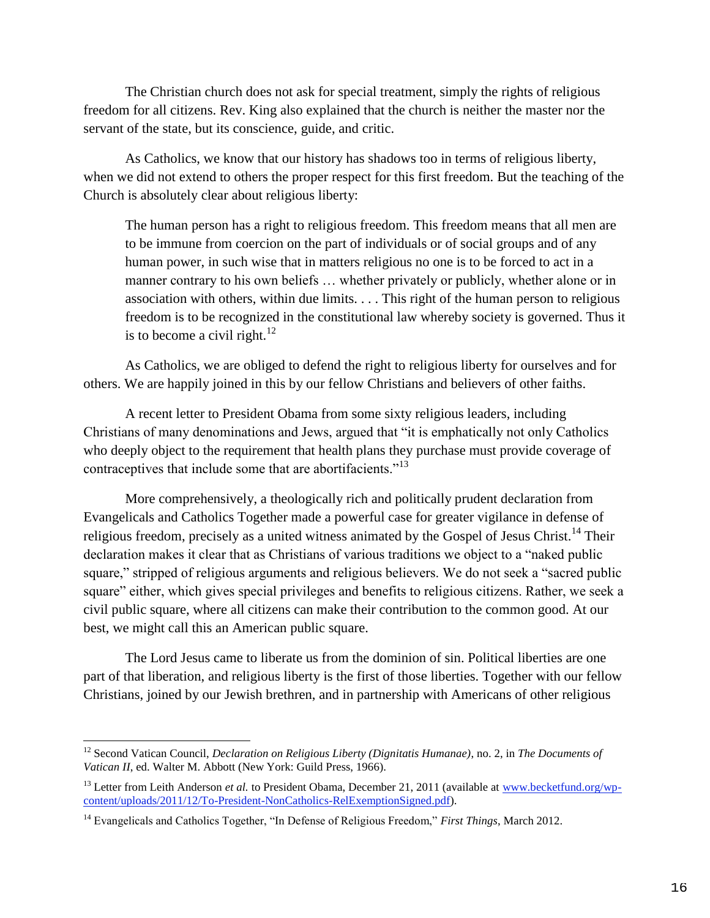The Christian church does not ask for special treatment, simply the rights of religious freedom for all citizens. Rev. King also explained that the church is neither the master nor the servant of the state, but its conscience, guide, and critic.

As Catholics, we know that our history has shadows too in terms of religious liberty, when we did not extend to others the proper respect for this first freedom. But the teaching of the Church is absolutely clear about religious liberty:

> The human person has a right to religious freedom. This freedom means that all men are to be immune from coercion on the part of individuals or of social groups and of any human power, in such wise that in matters religious no one is to be forced to act in a manner contrary to his own beliefs … whether privately or publicly, whether alone or in association with others, within due limits. . . . This right of the human person to religious freedom is to be recognized in the constitutional law whereby society is governed. Thus it is to become a civil right.[12]

As Catholics, we are obliged to defend the right to religious liberty for ourselves and for others. We are happily joined in this by our fellow Christians and believers of other faiths.

A recent letter to President Obama from some sixty religious leaders, including Christians of many denominations and Jews, argued that "it is emphatically not only Catholics who deeply object to the requirement that health plans they purchase must provide coverage of contraceptives that include some that are abortifacients."[13]

More comprehensively, a theologically rich and politically prudent declaration from Evangelicals and Catholics Together made a powerful case for greater vigilance in defense of religious freedom, precisely as a united witness animated by the Gospel of Jesus Christ.[14] Their declaration makes it clear that as Christians of various traditions we object to a "naked public square," stripped of religious arguments and religious believers. We do not seek a "sacred public square" either, which gives special privileges and benefits to religious citizens. Rather, we seek a civil public square, where all citizens can make their contribution to the common good. At our best, we might call this an American public square.

The Lord Jesus came to liberate us from the dominion of sin. Political liberties are one part of that liberation, and religious liberty is the first of those liberties. Together with our fellow Christians, joined by our Jewish brethren, and in partnership with Americans of other religious

---

[12] Second Vatican Council, *Declaration on Religious Liberty (Dignitatis Humanae)*, no. 2, in *The Documents of Vatican II*, ed. Walter M. Abbott (New York: Guild Press, 1966).

[13] Letter from Leith Anderson *et al.* to President Obama, December 21, 2011 (available at www.becketfund.org/wp-content/uploads/2011/12/To-President-NonCatholics-RelExemptionSigned.pdf).

[14] Evangelicals and Catholics Together, "In Defense of Religious Freedom," *First Things*, March 2012.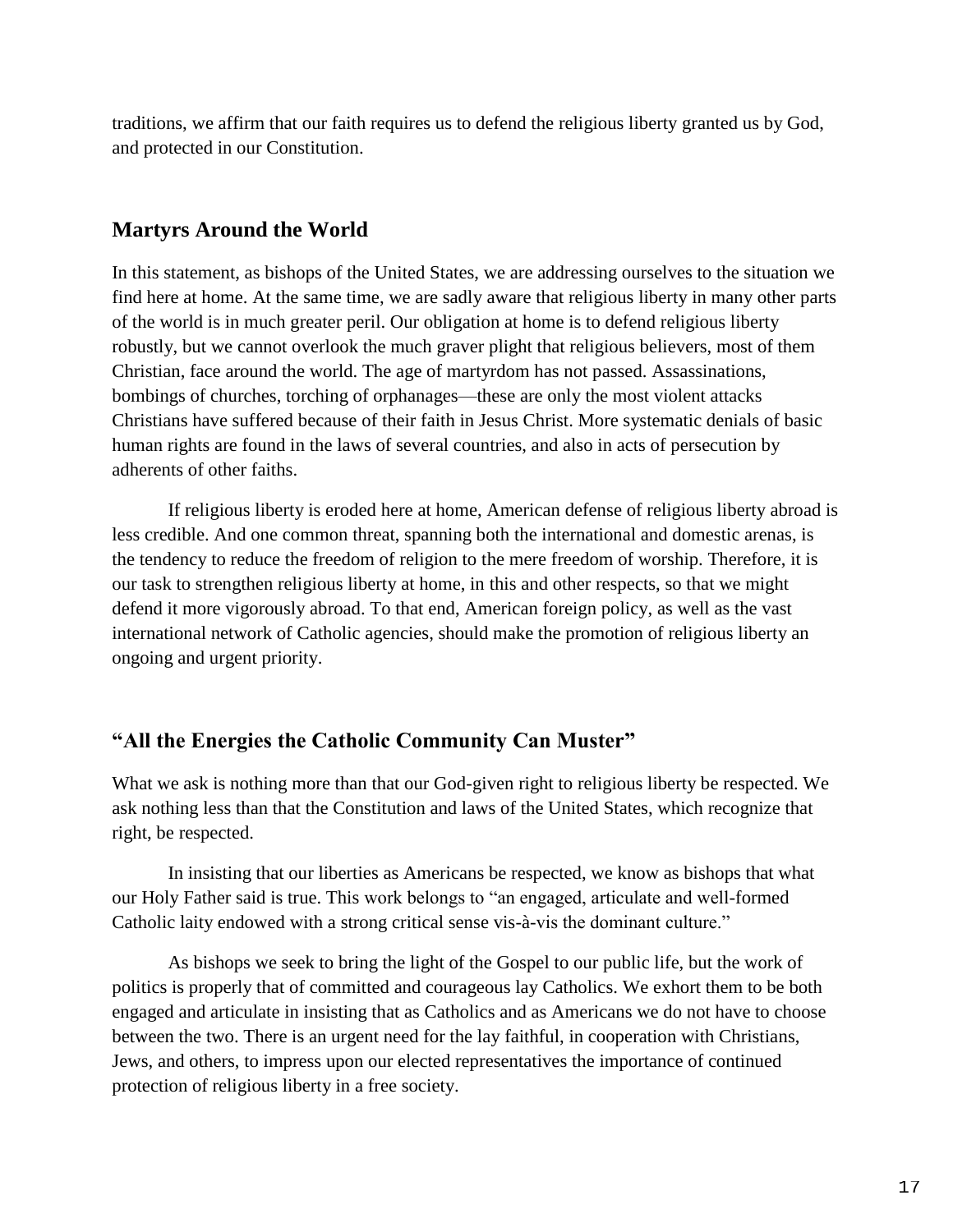traditions, we affirm that our faith requires us to defend the religious liberty granted us by God, and protected in our Constitution.

## Martyrs Around the World

In this statement, as bishops of the United States, we are addressing ourselves to the situation we find here at home. At the same time, we are sadly aware that religious liberty in many other parts of the world is in much greater peril. Our obligation at home is to defend religious liberty robustly, but we cannot overlook the much graver plight that religious believers, most of them Christian, face around the world. The age of martyrdom has not passed. Assassinations, bombings of churches, torching of orphanages—these are only the most violent attacks Christians have suffered because of their faith in Jesus Christ. More systematic denials of basic human rights are found in the laws of several countries, and also in acts of persecution by adherents of other faiths.

If religious liberty is eroded here at home, American defense of religious liberty abroad is less credible. And one common threat, spanning both the international and domestic arenas, is the tendency to reduce the freedom of religion to the mere freedom of worship. Therefore, it is our task to strengthen religious liberty at home, in this and other respects, so that we might defend it more vigorously abroad. To that end, American foreign policy, as well as the vast international network of Catholic agencies, should make the promotion of religious liberty an ongoing and urgent priority.

## "All the Energies the Catholic Community Can Muster"

What we ask is nothing more than that our God-given right to religious liberty be respected. We ask nothing less than that the Constitution and laws of the United States, which recognize that right, be respected.

In insisting that our liberties as Americans be respected, we know as bishops that what our Holy Father said is true. This work belongs to "an engaged, articulate and well-formed Catholic laity endowed with a strong critical sense vis-à-vis the dominant culture."

As bishops we seek to bring the light of the Gospel to our public life, but the work of politics is properly that of committed and courageous lay Catholics. We exhort them to be both engaged and articulate in insisting that as Catholics and as Americans we do not have to choose between the two. There is an urgent need for the lay faithful, in cooperation with Christians, Jews, and others, to impress upon our elected representatives the importance of continued protection of religious liberty in a free society.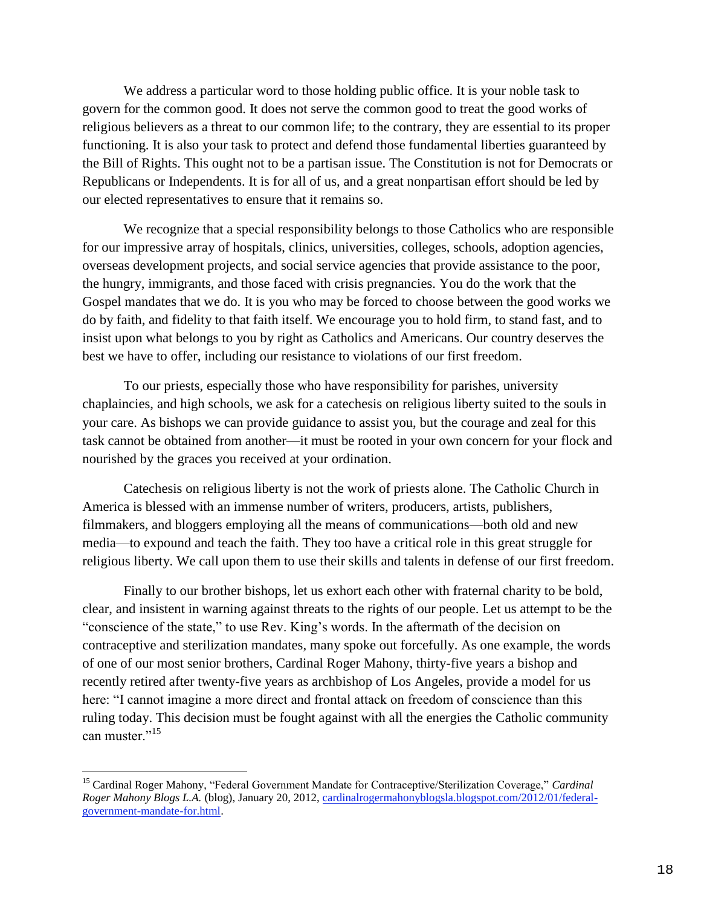We address a particular word to those holding public office. It is your noble task to govern for the common good. It does not serve the common good to treat the good works of religious believers as a threat to our common life; to the contrary, they are essential to its proper functioning. It is also your task to protect and defend those fundamental liberties guaranteed by the Bill of Rights. This ought not to be a partisan issue. The Constitution is not for Democrats or Republicans or Independents. It is for all of us, and a great nonpartisan effort should be led by our elected representatives to ensure that it remains so.

We recognize that a special responsibility belongs to those Catholics who are responsible for our impressive array of hospitals, clinics, universities, colleges, schools, adoption agencies, overseas development projects, and social service agencies that provide assistance to the poor, the hungry, immigrants, and those faced with crisis pregnancies. You do the work that the Gospel mandates that we do. It is you who may be forced to choose between the good works we do by faith, and fidelity to that faith itself. We encourage you to hold firm, to stand fast, and to insist upon what belongs to you by right as Catholics and Americans. Our country deserves the best we have to offer, including our resistance to violations of our first freedom.

To our priests, especially those who have responsibility for parishes, university chaplaincies, and high schools, we ask for a catechesis on religious liberty suited to the souls in your care. As bishops we can provide guidance to assist you, but the courage and zeal for this task cannot be obtained from another—it must be rooted in your own concern for your flock and nourished by the graces you received at your ordination.

Catechesis on religious liberty is not the work of priests alone. The Catholic Church in America is blessed with an immense number of writers, producers, artists, publishers, filmmakers, and bloggers employing all the means of communications—both old and new media—to expound and teach the faith. They too have a critical role in this great struggle for religious liberty. We call upon them to use their skills and talents in defense of our first freedom.

Finally to our brother bishops, let us exhort each other with fraternal charity to be bold, clear, and insistent in warning against threats to the rights of our people. Let us attempt to be the "conscience of the state," to use Rev. King's words. In the aftermath of the decision on contraceptive and sterilization mandates, many spoke out forcefully. As one example, the words of one of our most senior brothers, Cardinal Roger Mahony, thirty-five years a bishop and recently retired after twenty-five years as archbishop of Los Angeles, provide a model for us here: "I cannot imagine a more direct and frontal attack on freedom of conscience than this ruling today. This decision must be fought against with all the energies the Catholic community can muster."[15]

---

[15] Cardinal Roger Mahony, "Federal Government Mandate for Contraceptive/Sterilization Coverage," *Cardinal Roger Mahony Blogs L.A.* (blog), January 20, 2012, cardinalrogermahonyblogsla.blogspot.com/2012/01/federal-government-mandate-for.html.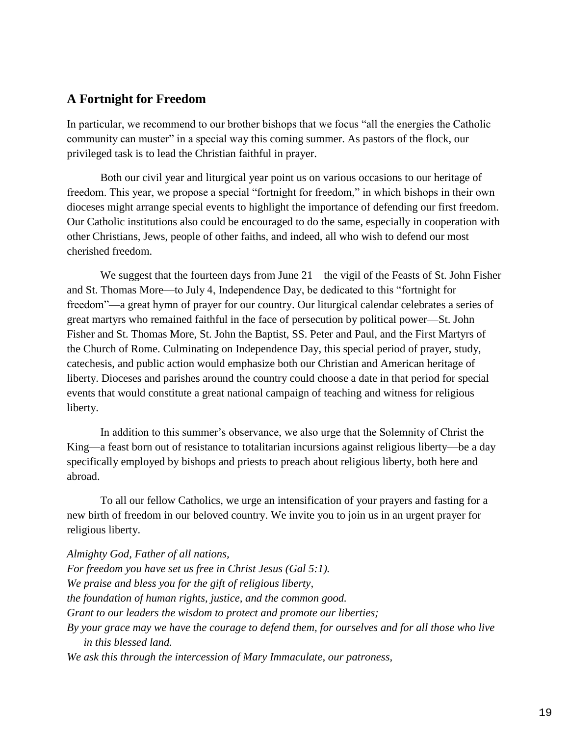## A Fortnight for Freedom

In particular, we recommend to our brother bishops that we focus "all the energies the Catholic community can muster" in a special way this coming summer. As pastors of the flock, our privileged task is to lead the Christian faithful in prayer.

Both our civil year and liturgical year point us on various occasions to our heritage of freedom. This year, we propose a special "fortnight for freedom," in which bishops in their own dioceses might arrange special events to highlight the importance of defending our first freedom. Our Catholic institutions also could be encouraged to do the same, especially in cooperation with other Christians, Jews, people of other faiths, and indeed, all who wish to defend our most cherished freedom.

We suggest that the fourteen days from June 21—the vigil of the Feasts of St. John Fisher and St. Thomas More—to July 4, Independence Day, be dedicated to this "fortnight for freedom"—a great hymn of prayer for our country. Our liturgical calendar celebrates a series of great martyrs who remained faithful in the face of persecution by political power—St. John Fisher and St. Thomas More, St. John the Baptist, SS. Peter and Paul, and the First Martyrs of the Church of Rome. Culminating on Independence Day, this special period of prayer, study, catechesis, and public action would emphasize both our Christian and American heritage of liberty. Dioceses and parishes around the country could choose a date in that period for special events that would constitute a great national campaign of teaching and witness for religious liberty.

In addition to this summer's observance, we also urge that the Solemnity of Christ the King—a feast born out of resistance to totalitarian incursions against religious liberty—be a day specifically employed by bishops and priests to preach about religious liberty, both here and abroad.

To all our fellow Catholics, we urge an intensification of your prayers and fasting for a new birth of freedom in our beloved country. We invite you to join us in an urgent prayer for religious liberty.

*Almighty God, Father of all nations,*
*For freedom you have set us free in Christ Jesus (Gal 5:1).*
*We praise and bless you for the gift of religious liberty,*
*the foundation of human rights, justice, and the common good.*
*Grant to our leaders the wisdom to protect and promote our liberties;*
*By your grace may we have the courage to defend them, for ourselves and for all those who live in this blessed land.*
*We ask this through the intercession of Mary Immaculate, our patroness,*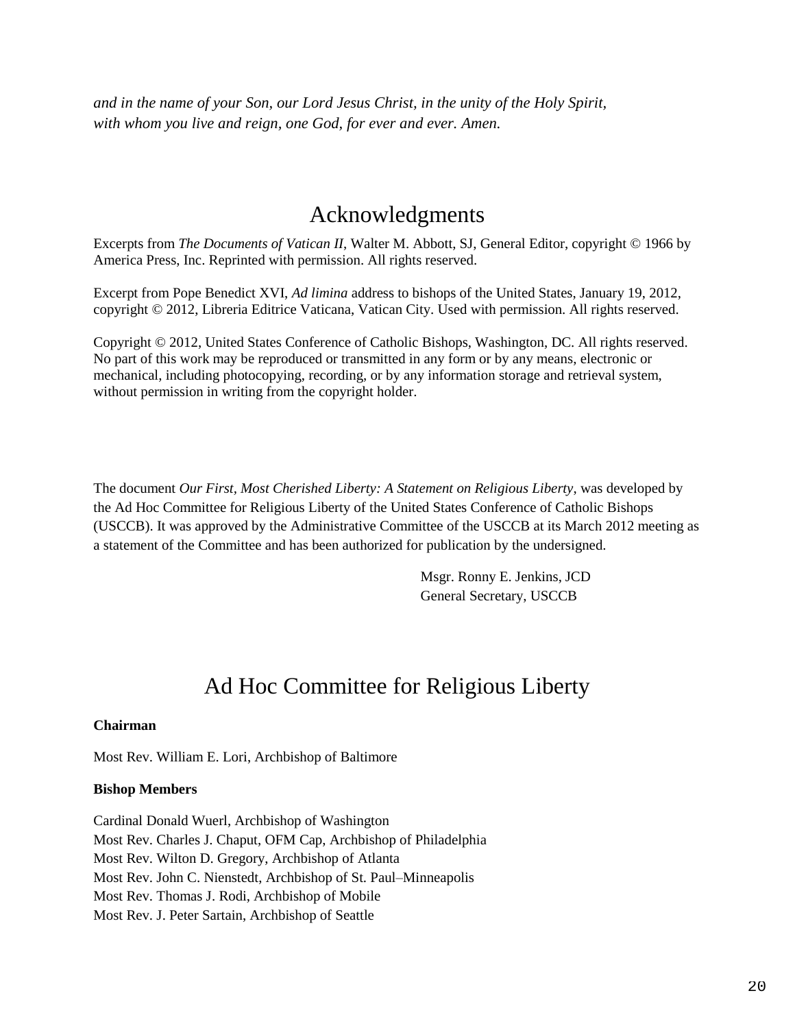*and in the name of your Son, our Lord Jesus Christ, in the unity of the Holy Spirit,*
*with whom you live and reign, one God, for ever and ever. Amen.*

# Acknowledgments

Excerpts from *The Documents of Vatican II*, Walter M. Abbott, SJ, General Editor, copyright © 1966 by America Press, Inc. Reprinted with permission. All rights reserved.

Excerpt from Pope Benedict XVI, *Ad limina* address to bishops of the United States, January 19, 2012, copyright © 2012, Libreria Editrice Vaticana, Vatican City. Used with permission. All rights reserved.

Copyright © 2012, United States Conference of Catholic Bishops, Washington, DC. All rights reserved. No part of this work may be reproduced or transmitted in any form or by any means, electronic or mechanical, including photocopying, recording, or by any information storage and retrieval system, without permission in writing from the copyright holder.

The document *Our First, Most Cherished Liberty: A Statement on Religious Liberty*, was developed by the Ad Hoc Committee for Religious Liberty of the United States Conference of Catholic Bishops (USCCB). It was approved by the Administrative Committee of the USCCB at its March 2012 meeting as a statement of the Committee and has been authorized for publication by the undersigned.

Msgr. Ronny E. Jenkins, JCD
General Secretary, USCCB

# Ad Hoc Committee for Religious Liberty

**Chairman**

Most Rev. William E. Lori, Archbishop of Baltimore

**Bishop Members**

Cardinal Donald Wuerl, Archbishop of Washington
Most Rev. Charles J. Chaput, OFM Cap, Archbishop of Philadelphia
Most Rev. Wilton D. Gregory, Archbishop of Atlanta
Most Rev. John C. Nienstedt, Archbishop of St. Paul–Minneapolis
Most Rev. Thomas J. Rodi, Archbishop of Mobile
Most Rev. J. Peter Sartain, Archbishop of Seattle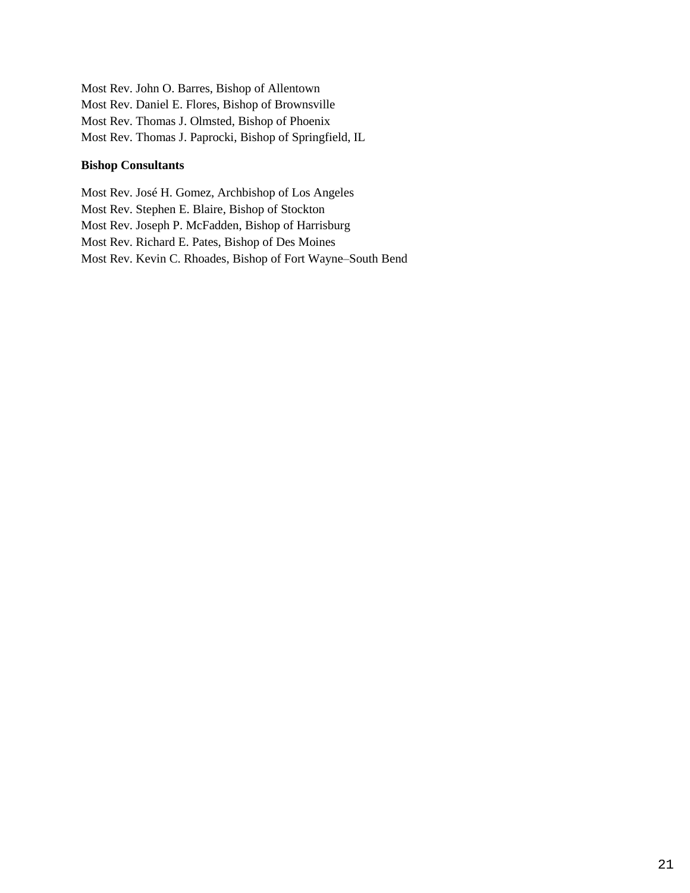Most Rev. John O. Barres, Bishop of Allentown
Most Rev. Daniel E. Flores, Bishop of Brownsville
Most Rev. Thomas J. Olmsted, Bishop of Phoenix
Most Rev. Thomas J. Paprocki, Bishop of Springfield, IL

**Bishop Consultants**

Most Rev. José H. Gomez, Archbishop of Los Angeles
Most Rev. Stephen E. Blaire, Bishop of Stockton
Most Rev. Joseph P. McFadden, Bishop of Harrisburg
Most Rev. Richard E. Pates, Bishop of Des Moines
Most Rev. Kevin C. Rhoades, Bishop of Fort Wayne–South Bend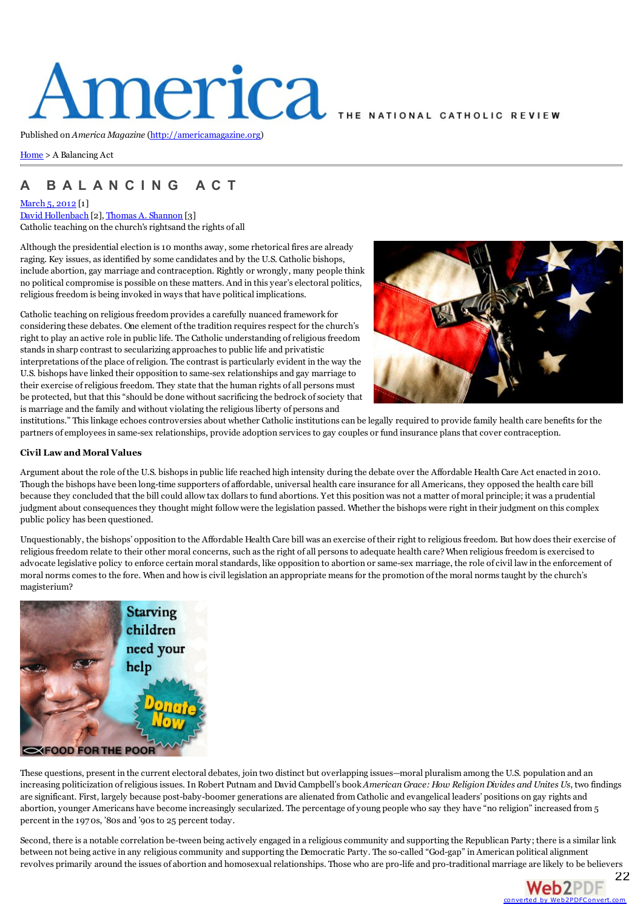Published on *America Magazine* (http://americamagazine.org)

Home > A Balancing Act

# A BALANCING ACT

March 5, 2012 [1]
David Hollenbach [2], Thomas A. Shannon [3]
Catholic teaching on the church's rightsand the rights of all

Although the presidential election is 10 months away, some rhetorical fires are already raging. Key issues, as identified by some candidates and by the U.S. Catholic bishops, include abortion, gay marriage and contraception. Rightly or wrongly, many people think no political compromise is possible on these matters. And in this year's electoral politics, religious freedom is being invoked in ways that have political implications.

Catholic teaching on religious freedom provides a carefully nuanced framework for considering these debates. One element of the tradition requires respect for the church's right to play an active role in public life. The Catholic understanding of religious freedom stands in sharp contrast to secularizing approaches to public life and privatistic interpretations of the place of religion. The contrast is particularly evident in the way the U.S. bishops have linked their opposition to same-sex relationships and gay marriage to their exercise of religious freedom. They state that the human rights of all persons must be protected, but that this "should be done without sacrificing the bedrock of society that is marriage and the family and without violating the religious liberty of persons and institutions." This linkage echoes controversies about whether Catholic institutions can be legally required to provide family health care benefits for the partners of employees in same-sex relationships, provide adoption services to gay couples or fund insurance plans that cover contraception.

### Civil Law and Moral Values

Argument about the role of the U.S. bishops in public life reached high intensity during the debate over the Affordable Health Care Act enacted in 2010. Though the bishops have been long-time supporters of affordable, universal health care insurance for all Americans, they opposed the health care bill because they concluded that the bill could allow tax dollars to fund abortions. Yet this position was not a matter of moral principle; it was a prudential judgment about consequences they thought might follow were the legislation passed. Whether the bishops were right in their judgment on this complex public policy has been questioned.

Unquestionably, the bishops' opposition to the Affordable Health Care bill was an exercise of their right to religious freedom. But how does their exercise of religious freedom relate to their other moral concerns, such as the right of all persons to adequate health care? When religious freedom is exercised to advocate legislative policy to enforce certain moral standards, like opposition to abortion or same-sex marriage, the role of civil law in the enforcement of moral norms comes to the fore. When and how is civil legislation an appropriate means for the promotion of the moral norms taught by the church's magisterium?

These questions, present in the current electoral debates, join two distinct but overlapping issues—moral pluralism among the U.S. population and an increasing politicization of religious issues. In Robert Putnam and David Campbell's book *American Grace: How Religion Divides and Unites Us*, two findings are significant. First, largely because post-baby-boomer generations are alienated from Catholic and evangelical leaders' positions on gay rights and abortion, younger Americans have become increasingly secularized. The percentage of young people who say they have "no religion" increased from 5 percent in the 1970s, '80s and '90s to 25 percent today.

Second, there is a notable correlation be-tween being actively engaged in a religious community and supporting the Republican Party; there is a similar link between not being active in any religious community and supporting the Democratic Party. The so-called "God-gap" in American political alignment revolves primarily around the issues of abortion and homosexual relationships. Those who are pro-life and pro-traditional marriage are likely to be believers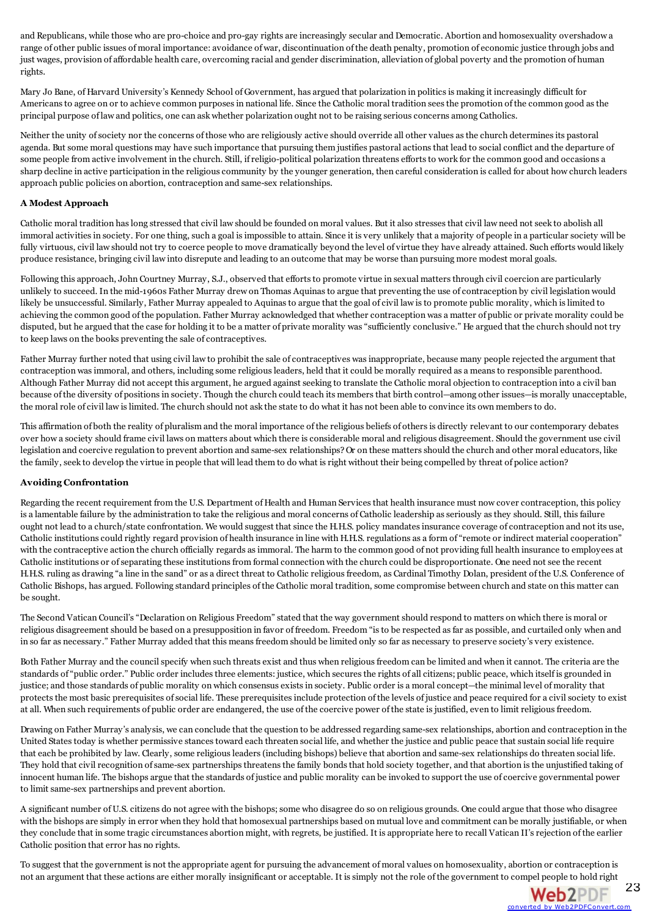and Republicans, while those who are pro-choice and pro-gay rights are increasingly secular and Democratic. Abortion and homosexuality overshadow a range of other public issues of moral importance: avoidance of war, discontinuation of the death penalty, promotion of economic justice through jobs and just wages, provision of affordable health care, overcoming racial and gender discrimination, alleviation of global poverty and the promotion of human rights.

Mary Jo Bane, of Harvard University's Kennedy School of Government, has argued that polarization in politics is making it increasingly difficult for Americans to agree on or to achieve common purposes in national life. Since the Catholic moral tradition sees the promotion of the common good as the principal purpose of law and politics, one can ask whether polarization ought not to be raising serious concerns among Catholics.

Neither the unity of society nor the concerns of those who are religiously active should override all other values as the church determines its pastoral agenda. But some moral questions may have such importance that pursuing them justifies pastoral actions that lead to social conflict and the departure of some people from active involvement in the church. Still, if religio-political polarization threatens efforts to work for the common good and occasions a sharp decline in active participation in the religious community by the younger generation, then careful consideration is called for about how church leaders approach public policies on abortion, contraception and same-sex relationships.

**A Modest Approach**

Catholic moral tradition has long stressed that civil law should be founded on moral values. But it also stresses that civil law need not seek to abolish all immoral activities in society. For one thing, such a goal is impossible to attain. Since it is very unlikely that a majority of people in a particular society will be fully virtuous, civil law should not try to coerce people to move dramatically beyond the level of virtue they have already attained. Such efforts would likely produce resistance, bringing civil law into disrepute and leading to an outcome that may be worse than pursuing more modest moral goals.

Following this approach, John Courtney Murray, S.J., observed that efforts to promote virtue in sexual matters through civil coercion are particularly unlikely to succeed. In the mid-1960s Father Murray drew on Thomas Aquinas to argue that preventing the use of contraception by civil legislation would likely be unsuccessful. Similarly, Father Murray appealed to Aquinas to argue that the goal of civil law is to promote public morality, which is limited to achieving the common good of the population. Father Murray acknowledged that whether contraception was a matter of public or private morality could be disputed, but he argued that the case for holding it to be a matter of private morality was "sufficiently conclusive." He argued that the church should not try to keep laws on the books preventing the sale of contraceptives.

Father Murray further noted that using civil law to prohibit the sale of contraceptives was inappropriate, because many people rejected the argument that contraception was immoral, and others, including some religious leaders, held that it could be morally required as a means to responsible parenthood. Although Father Murray did not accept this argument, he argued against seeking to translate the Catholic moral objection to contraception into a civil ban because of the diversity of positions in society. Though the church could teach its members that birth control—among other issues—is morally unacceptable, the moral role of civil law is limited. The church should not ask the state to do what it has not been able to convince its own members to do.

This affirmation of both the reality of pluralism and the moral importance of the religious beliefs of others is directly relevant to our contemporary debates over how a society should frame civil laws on matters about which there is considerable moral and religious disagreement. Should the government use civil legislation and coercive regulation to prevent abortion and same-sex relationships? Or on these matters should the church and other moral educators, like the family, seek to develop the virtue in people that will lead them to do what is right without their being compelled by threat of police action?

**Avoiding Confrontation**

Regarding the recent requirement from the U.S. Department of Health and Human Services that health insurance must now cover contraception, this policy is a lamentable failure by the administration to take the religious and moral concerns of Catholic leadership as seriously as they should. Still, this failure ought not lead to a church/state confrontation. We would suggest that since the H.H.S. policy mandates insurance coverage of contraception and not its use, Catholic institutions could rightly regard provision of health insurance in line with H.H.S. regulations as a form of "remote or indirect material cooperation" with the contraceptive action the church officially regards as immoral. The harm to the common good of not providing full health insurance to employees at Catholic institutions or of separating these institutions from formal connection with the church could be disproportionate. One need not see the recent H.H.S. ruling as drawing "a line in the sand" or as a direct threat to Catholic religious freedom, as Cardinal Timothy Dolan, president of the U.S. Conference of Catholic Bishops, has argued. Following standard principles of the Catholic moral tradition, some compromise between church and state on this matter can be sought.

The Second Vatican Council's "Declaration on Religious Freedom" stated that the way government should respond to matters on which there is moral or religious disagreement should be based on a presupposition in favor of freedom. Freedom "is to be respected as far as possible, and curtailed only when and in so far as necessary." Father Murray added that this means freedom should be limited only so far as necessary to preserve society's very existence.

Both Father Murray and the council specify when such threats exist and thus when religious freedom can be limited and when it cannot. The criteria are the standards of "public order." Public order includes three elements: justice, which secures the rights of all citizens; public peace, which itself is grounded in justice; and those standards of public morality on which consensus exists in society. Public order is a moral concept—the minimal level of morality that protects the most basic prerequisites of social life. These prerequisites include protection of the levels of justice and peace required for a civil society to exist at all. When such requirements of public order are endangered, the use of the coercive power of the state is justified, even to limit religious freedom.

Drawing on Father Murray's analysis, we can conclude that the question to be addressed regarding same-sex relationships, abortion and contraception in the United States today is whether permissive stances toward each threaten social life, and whether the justice and public peace that sustain social life require that each be prohibited by law. Clearly, some religious leaders (including bishops) believe that abortion and same-sex relationships do threaten social life. They hold that civil recognition of same-sex partnerships threatens the family bonds that hold society together, and that abortion is the unjustified taking of innocent human life. The bishops argue that the standards of justice and public morality can be invoked to support the use of coercive governmental power to limit same-sex partnerships and prevent abortion.

A significant number of U.S. citizens do not agree with the bishops; some who disagree do so on religious grounds. One could argue that those who disagree with the bishops are simply in error when they hold that homosexual partnerships based on mutual love and commitment can be morally justifiable, or when they conclude that in some tragic circumstances abortion might, with regrets, be justified. It is appropriate here to recall Vatican II's rejection of the earlier Catholic position that error has no rights.

To suggest that the government is not the appropriate agent for pursuing the advancement of moral values on homosexuality, abortion or contraception is not an argument that these actions are either morally insignificant or acceptable. It is simply not the role of the government to compel people to hold right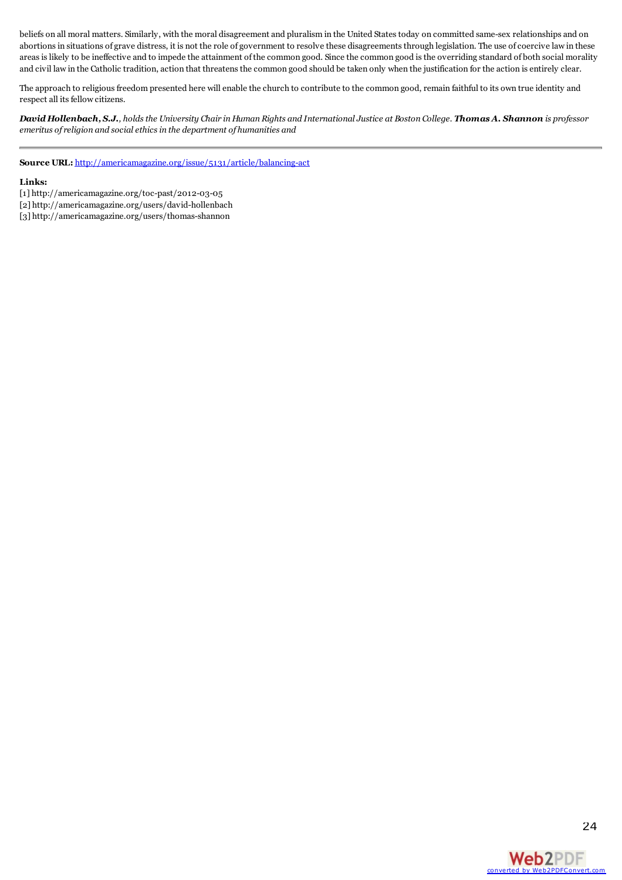beliefs on all moral matters. Similarly, with the moral disagreement and pluralism in the United States today on committed same-sex relationships and on abortions in situations of grave distress, it is not the role of government to resolve these disagreements through legislation. The use of coercive law in these areas is likely to be ineffective and to impede the attainment of the common good. Since the common good is the overriding standard of both social morality and civil law in the Catholic tradition, action that threatens the common good should be taken only when the justification for the action is entirely clear.

The approach to religious freedom presented here will enable the church to contribute to the common good, remain faithful to its own true identity and respect all its fellow citizens.

***David Hollenbach, S.J.****, holds the University Chair in Human Rights and International Justice at Boston College.* ***Thomas A. Shannon*** *is professor emeritus of religion and social ethics in the department of humanities and*

---

**Source URL:** http://americamagazine.org/issue/5131/article/balancing-act

**Links:**
[1] http://americamagazine.org/toc-past/2012-03-05
[2] http://americamagazine.org/users/david-hollenbach
[3] http://americamagazine.org/users/thomas-shannon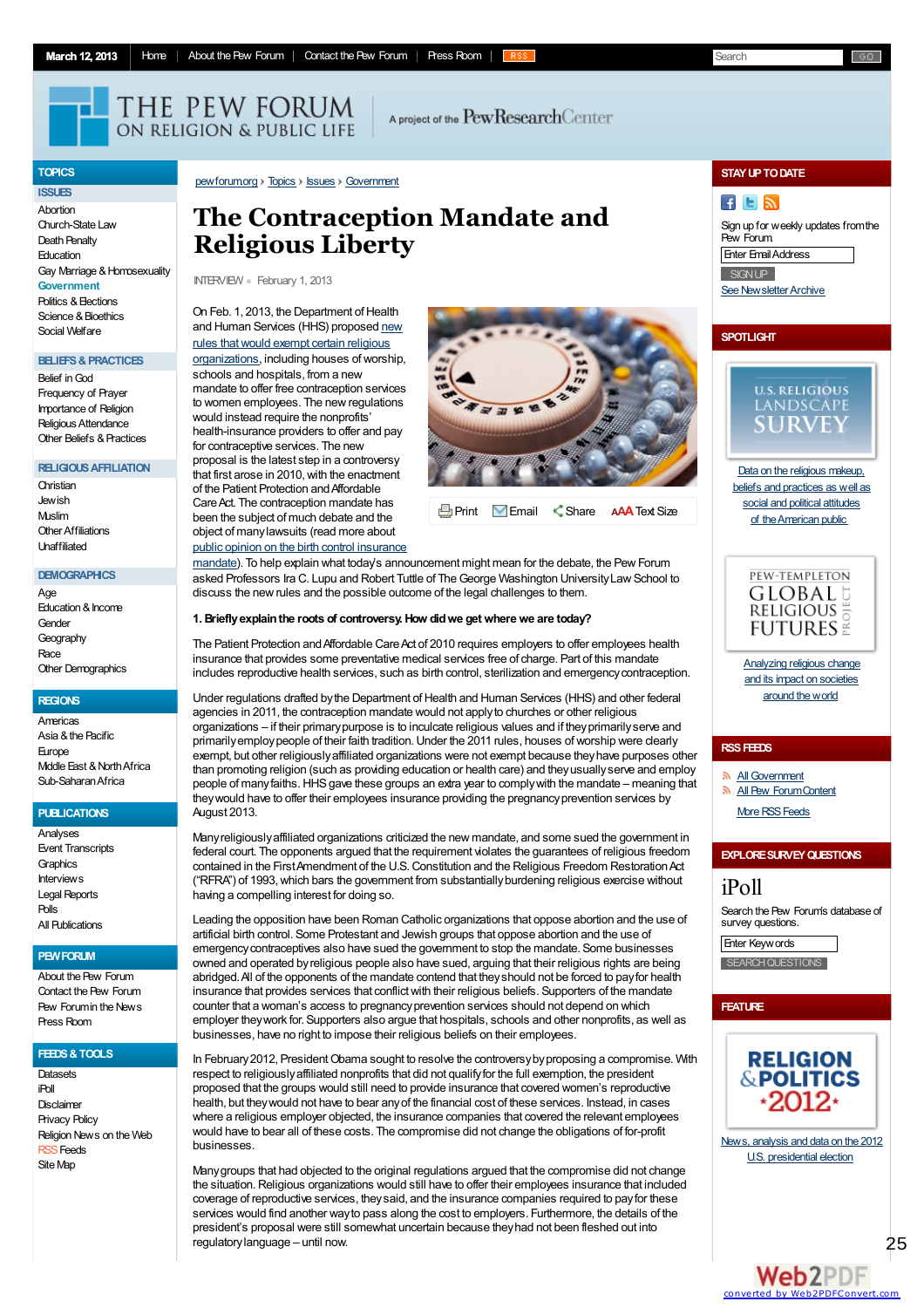pewforum.org › Topics › Issues › Government

# The Contraception Mandate and Religious Liberty

INTERVIEW » February 1, 2013

On Feb. 1, 2013, the Department of Health and Human Services (HHS) proposed new rules that would exempt certain religious organizations, including houses of worship, schools and hospitals, from a new mandate to offer free contraception services to women employees. The new regulations would instead require the nonprofits' health-insurance providers to offer and pay for contraceptive services. The new proposal is the latest step in a controversy that first arose in 2010, with the enactment of the Patient Protection and Affordable Care Act. The contraception mandate has been the subject of much debate and the object of many lawsuits (read more about public opinion on the birth control insurance mandate). To help explain what today's announcement might mean for the debate, the Pew Forum asked Professors Ira C. Lupu and Robert Tuttle of The George Washington University Law School to discuss the new rules and the possible outcome of the legal challenges to them.

**1. Briefly explain the roots of controversy. How did we get where we are today?**

The Patient Protection and Affordable Care Act of 2010 requires employers to offer employees health insurance that provides some preventative medical services free of charge. Part of this mandate includes reproductive health services, such as birth control, sterilization and emergency contraception.

Under regulations drafted by the Department of Health and Human Services (HHS) and other federal agencies in 2011, the contraception mandate would not apply to churches or other religious organizations – if their primary purpose is to inculcate religious values and if they primarily serve and primarily employ people of their faith tradition. Under the 2011 rules, houses of worship were clearly exempt, but other religiously affiliated organizations were not exempt because they have purposes other than promoting religion (such as providing education or health care) and they usually serve and employ people of many faiths. HHS gave these groups an extra year to comply with the mandate – meaning that they would have to offer their employees insurance providing the pregnancy prevention services by August 2013.

Many religiously affiliated organizations criticized the new mandate, and some sued the government in federal court. The opponents argued that the requirement violates the guarantees of religious freedom contained in the First Amendment of the U.S. Constitution and the Religious Freedom Restoration Act ("RFRA") of 1993, which bars the government from substantially burdening religious exercise without having a compelling interest for doing so.

Leading the opposition have been Roman Catholic organizations that oppose abortion and the use of artificial birth control. Some Protestant and Jewish groups that oppose abortion and the use of emergency contraceptives also have sued the government to stop the mandate. Some businesses owned and operated by religious people also have sued, arguing that their religious rights are being abridged. All of the opponents of the mandate contend that they should not be forced to pay for health insurance that provides services that conflict with their religious beliefs. Supporters of the mandate counter that a woman's access to pregnancy prevention services should not depend on which employer they work for. Supporters also argue that hospitals, schools and other nonprofits, as well as businesses, have no right to impose their religious beliefs on their employees.

In February 2012, President Obama sought to resolve the controversy by proposing a compromise. With respect to religiously affiliated nonprofits that did not qualify for the full exemption, the president proposed that the groups would still need to provide insurance that covered women's reproductive health, but they would not have to bear any of the financial cost of these services. Instead, in cases where a religious employer objected, the insurance companies that covered the relevant employees would have to bear all of these costs. The compromise did not change the obligations of for-profit businesses.

Many groups that had objected to the original regulations argued that the compromise did not change the situation. Religious organizations would still have to offer their employees insurance that included coverage of reproductive services, they said, and the insurance companies required to pay for these services would find another way to pass along the cost to employers. Furthermore, the details of the president's proposal were still somewhat uncertain because they had not been fleshed out into regulatory language – until now.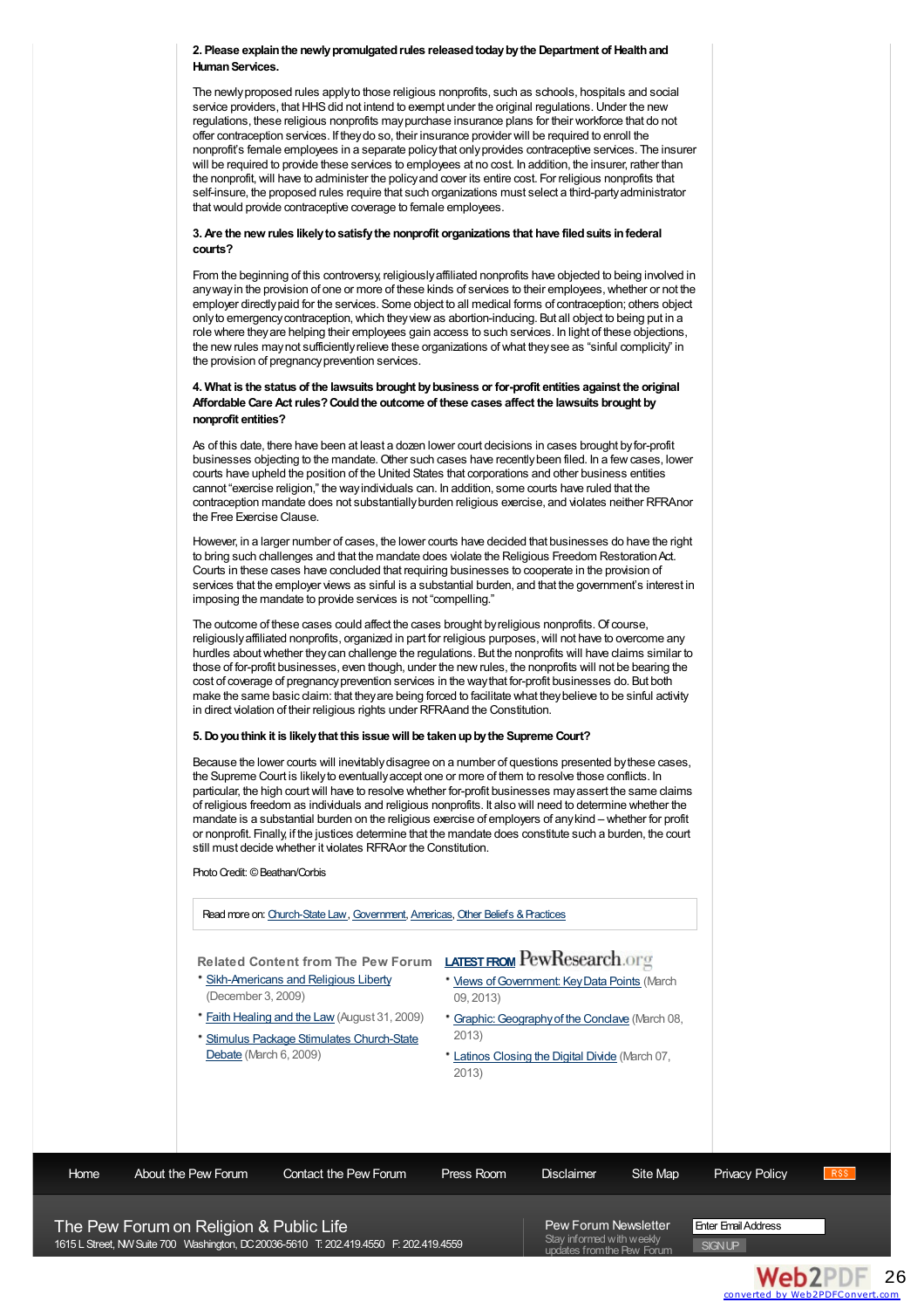**2. Please explain the newly promulgated rules released today by the Department of Health and Human Services.**

The newly proposed rules apply to those religious nonprofits, such as schools, hospitals and social service providers, that HHS did not intend to exempt under the original regulations. Under the new regulations, these religious nonprofits may purchase insurance plans for their workforce that do not offer contraception services. If they do so, their insurance provider will be required to enroll the nonprofit's female employees in a separate policy that only provides contraceptive services. The insurer will be required to provide these services to employees at no cost. In addition, the insurer, rather than the nonprofit, will have to administer the policy and cover its entire cost. For religious nonprofits that self-insure, the proposed rules require that such organizations must select a third-party administrator that would provide contraceptive coverage to female employees.

**3. Are the new rules likely to satisfy the nonprofit organizations that have filed suits in federal courts?**

From the beginning of this controversy, religiously affiliated nonprofits have objected to being involved in any way in the provision of one or more of these kinds of services to their employees, whether or not the employer directly paid for the services. Some object to all medical forms of contraception; others object only to emergency contraception, which they view as abortion-inducing. But all object to being put in a role where they are helping their employees gain access to such services. In light of these objections, the new rules may not sufficiently relieve these organizations of what they see as "sinful complicity" in the provision of pregnancy prevention services.

**4. What is the status of the lawsuits brought by business or for-profit entities against the original Affordable Care Act rules? Could the outcome of these cases affect the lawsuits brought by nonprofit entities?**

As of this date, there have been at least a dozen lower court decisions in cases brought by for-profit businesses objecting to the mandate. Other such cases have recently been filed. In a few cases, lower courts have upheld the position of the United States that corporations and other business entities cannot "exercise religion," the way individuals can. In addition, some courts have ruled that the contraception mandate does not substantially burden religious exercise, and violates neither RFRA nor the Free Exercise Clause.

However, in a larger number of cases, the lower courts have decided that businesses do have the right to bring such challenges and that the mandate does violate the Religious Freedom Restoration Act. Courts in these cases have concluded that requiring businesses to cooperate in the provision of services that the employer views as sinful is a substantial burden, and that the government's interest in imposing the mandate to provide services is not "compelling."

The outcome of these cases could affect the cases brought by religious nonprofits. Of course, religiously affiliated nonprofits, organized in part for religious purposes, will not have to overcome any hurdles about whether they can challenge the regulations. But the nonprofits will have claims similar to those of for-profit businesses, even though, under the new rules, the nonprofits will not be bearing the cost of coverage of pregnancy prevention services in the way that for-profit businesses do. But both make the same basic claim: that they are being forced to facilitate what they believe to be sinful activity in direct violation of their religious rights under RFRA and the Constitution.

**5. Do you think it is likely that this issue will be taken up by the Supreme Court?**

Because the lower courts will inevitably disagree on a number of questions presented by these cases, the Supreme Court is likely to eventually accept one or more of them to resolve those conflicts. In particular, the high court will have to resolve whether for-profit businesses may assert the same claims of religious freedom as individuals and religious nonprofits. It also will need to determine whether the mandate is a substantial burden on the religious exercise of employers of any kind – whether for profit or nonprofit. Finally, if the justices determine that the mandate does constitute such a burden, the court still must decide whether it violates RFRA or the Constitution.

Photo Credit: © Beathan/Corbis

Read more on: Church-State Law, Government, Americas, Other Beliefs & Practices

**Related Content from The Pew Forum**

- Sikh-Americans and Religious Liberty (December 3, 2009)
- Faith Healing and the Law (August 31, 2009)
- Stimulus Package Stimulates Church-State Debate (March 6, 2009)

**LATEST FROM PewResearch.org**

- Views of Government: Key Data Points (March 09, 2013)
- Graphic: Geography of the Conclave (March 08, 2013)
- Latinos Closing the Digital Divide (March 07, 2013)

Home | About the Pew Forum | Contact the Pew Forum | Press Room | Disclaimer | Site Map | Privacy Policy | RSS

The Pew Forum on Religion & Public Life
1615 L Street, NW Suite 700 Washington, DC 20036-5610 T: 202.419.4550 F: 202.419.4559

Pew Forum Newsletter
Stay informed with weekly updates from the Pew Forum

Enter Email Address
SIGN UP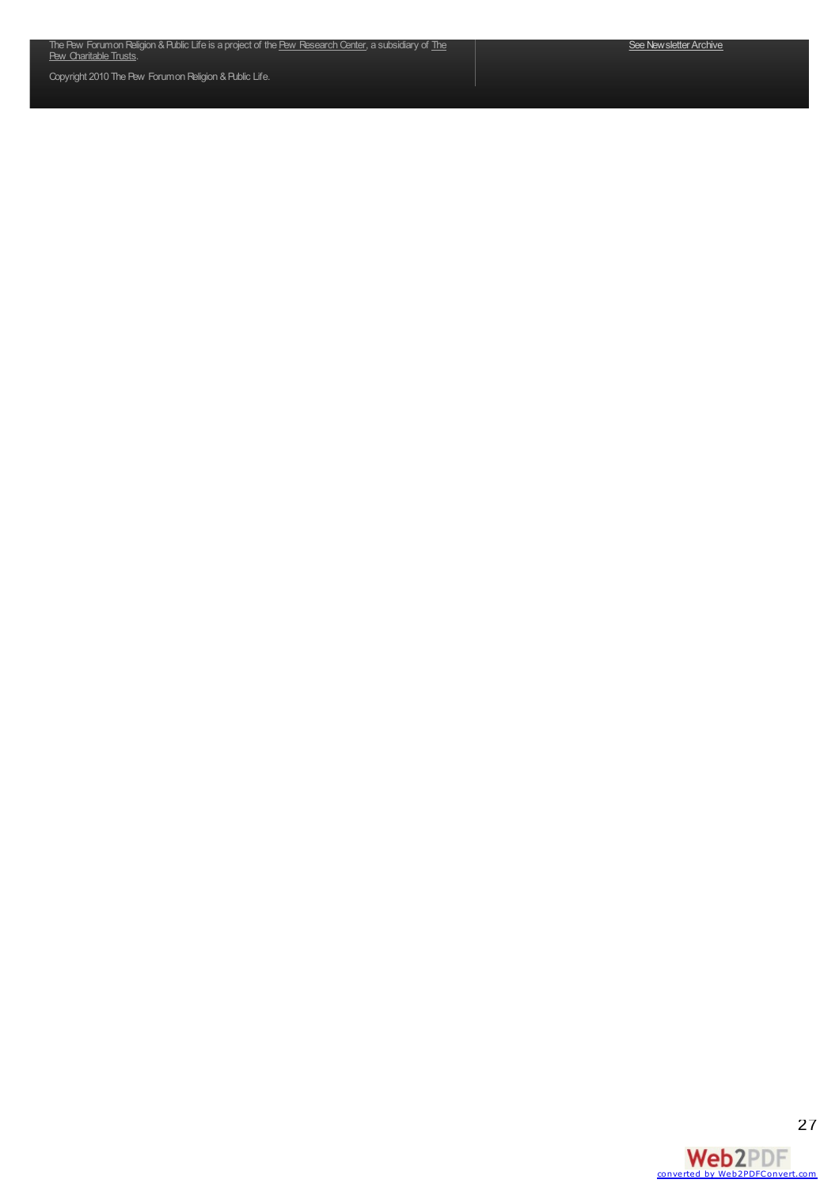The Pew Forum on Religion & Public Life is a project of the Pew Research Center, a subsidiary of The Pew Charitable Trusts.

Copyright 2010 The Pew Forum on Religion & Public Life.

See Newsletter Archive